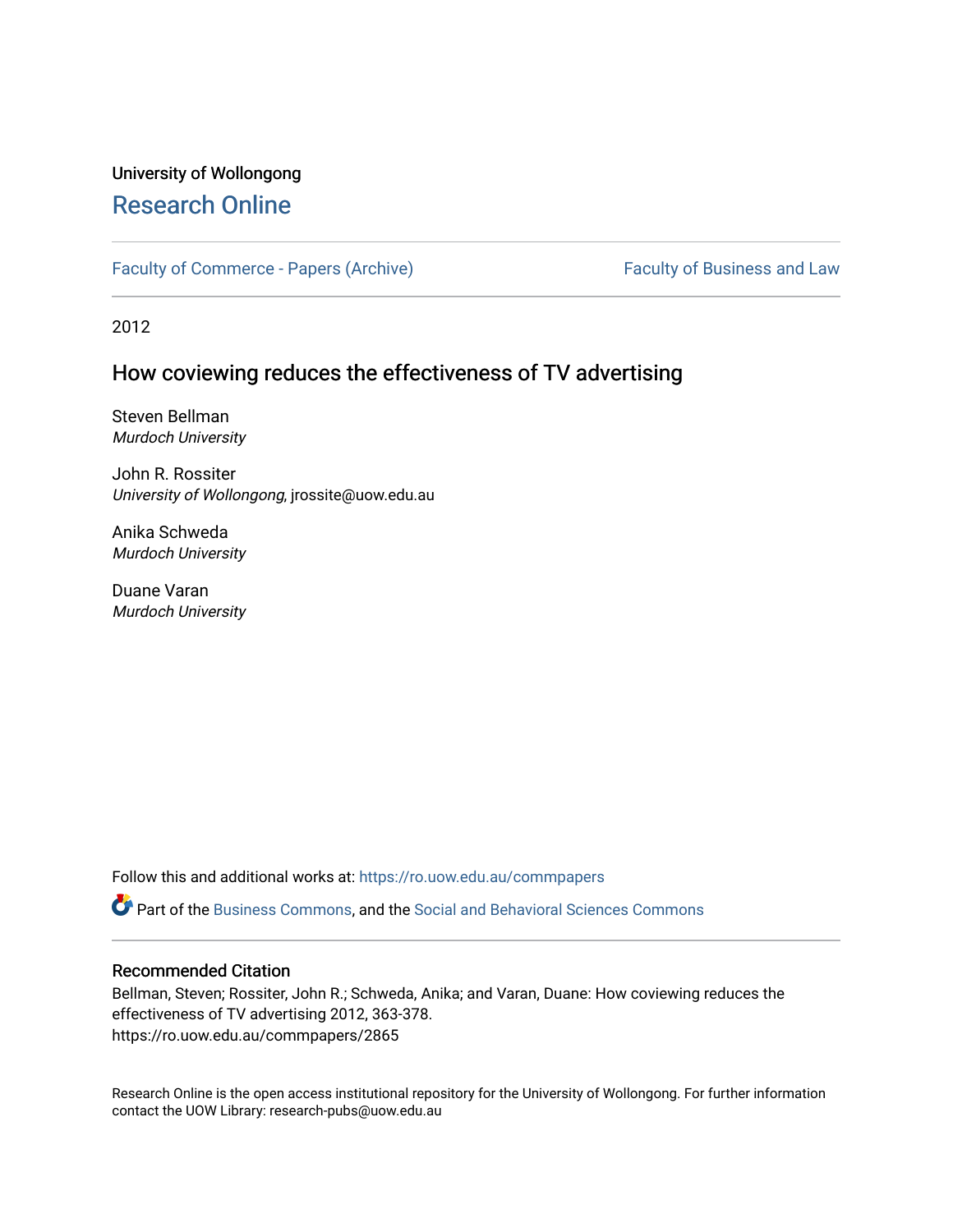University of Wollongong

# Research Online

Faculty of Commerce - Papers (Archive) | Faculty of Business and Law

2012

## How coviewing reduces the effectiveness of TV advertising

Steven Bellman
*Murdoch University*

John R. Rossiter
*University of Wollongong*, jrossite@uow.edu.au

Anika Schweda
*Murdoch University*

Duane Varan
*Murdoch University*

Follow this and additional works at: https://ro.uow.edu.au/commpapers

Part of the Business Commons, and the Social and Behavioral Sciences Commons

### Recommended Citation

Bellman, Steven; Rossiter, John R.; Schweda, Anika; and Varan, Duane: How coviewing reduces the effectiveness of TV advertising 2012, 363-378.
https://ro.uow.edu.au/commpapers/2865

Research Online is the open access institutional repository for the University of Wollongong. For further information contact the UOW Library: research-pubs@uow.edu.au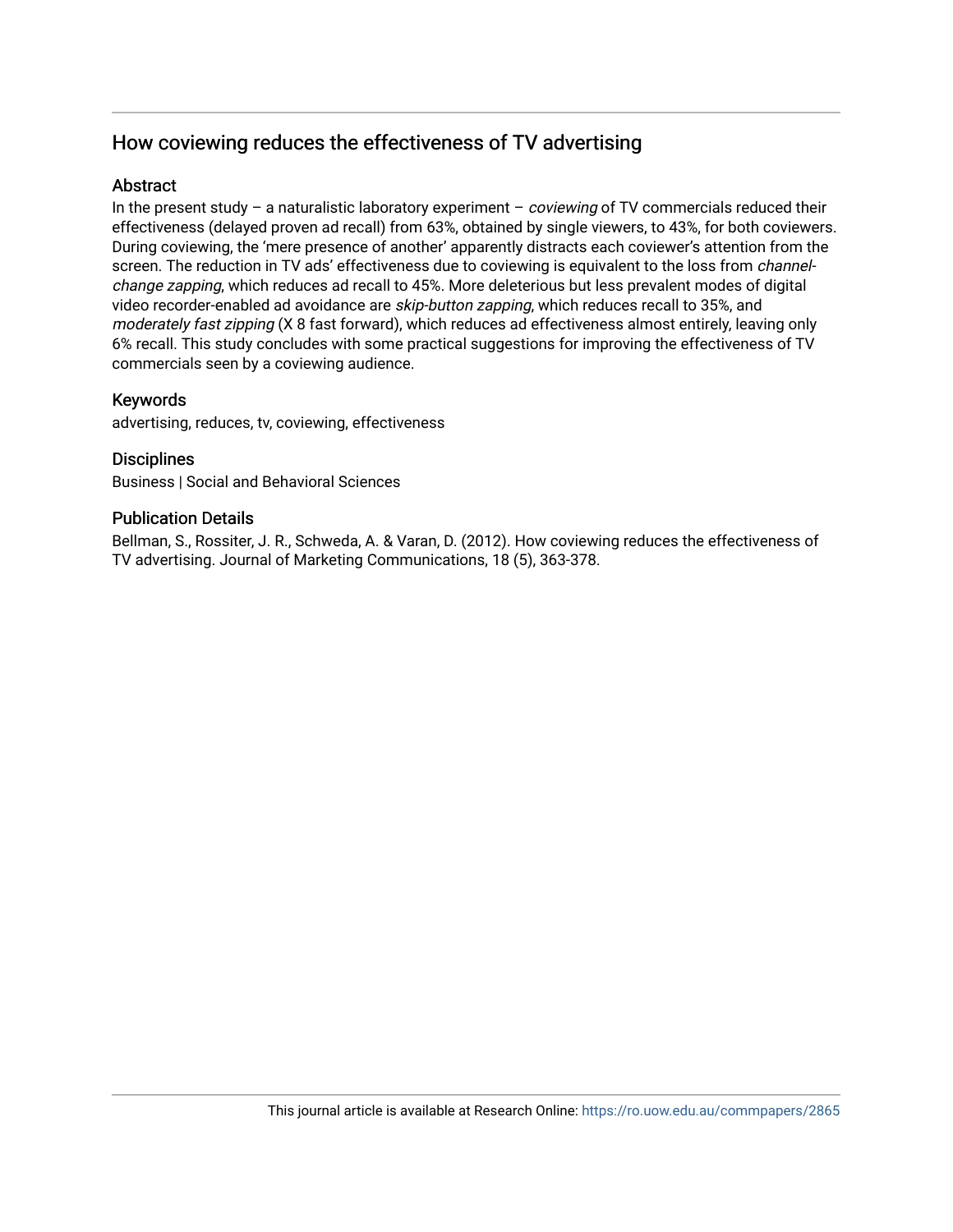## How coviewing reduces the effectiveness of TV advertising

### Abstract

In the present study – a naturalistic laboratory experiment – *coviewing* of TV commercials reduced their effectiveness (delayed proven ad recall) from 63%, obtained by single viewers, to 43%, for both coviewers. During coviewing, the 'mere presence of another' apparently distracts each coviewer's attention from the screen. The reduction in TV ads' effectiveness due to coviewing is equivalent to the loss from *channel-change zapping*, which reduces ad recall to 45%. More deleterious but less prevalent modes of digital video recorder-enabled ad avoidance are *skip-button zapping*, which reduces recall to 35%, and *moderately fast zipping* (X 8 fast forward), which reduces ad effectiveness almost entirely, leaving only 6% recall. This study concludes with some practical suggestions for improving the effectiveness of TV commercials seen by a coviewing audience.

### Keywords

advertising, reduces, tv, coviewing, effectiveness

### Disciplines

Business | Social and Behavioral Sciences

### Publication Details

Bellman, S., Rossiter, J. R., Schweda, A. & Varan, D. (2012). How coviewing reduces the effectiveness of TV advertising. Journal of Marketing Communications, 18 (5), 363-378.

This journal article is available at Research Online: https://ro.uow.edu.au/commpapers/2865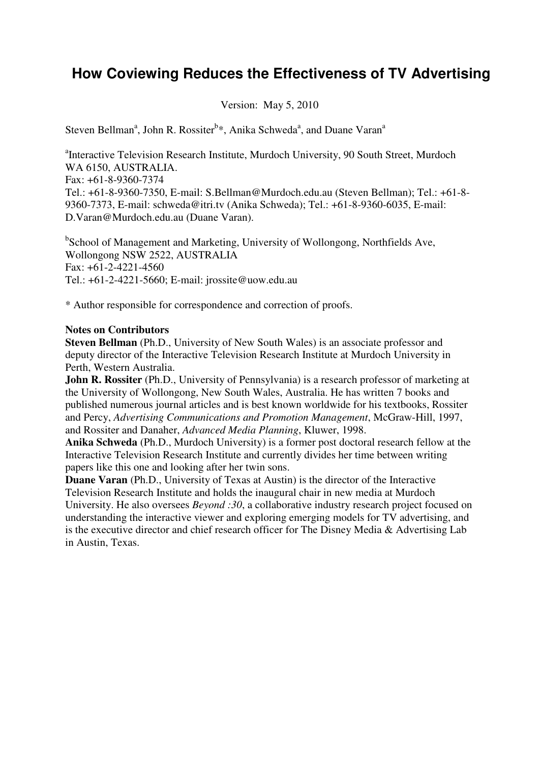# How Coviewing Reduces the Effectiveness of TV Advertising

Version: May 5, 2010

Steven Bellman[a], John R. Rossiter[b]*, Anika Schweda[a], and Duane Varan[a]

[a]Interactive Television Research Institute, Murdoch University, 90 South Street, Murdoch WA 6150, AUSTRALIA.
Fax: +61-8-9360-7374
Tel.: +61-8-9360-7350, E-mail: S.Bellman@Murdoch.edu.au (Steven Bellman); Tel.: +61-8-9360-7373, E-mail: schweda@itri.tv (Anika Schweda); Tel.: +61-8-9360-6035, E-mail: D.Varan@Murdoch.edu.au (Duane Varan).

[b]School of Management and Marketing, University of Wollongong, Northfields Ave, Wollongong NSW 2522, AUSTRALIA
Fax: +61-2-4221-4560
Tel.: +61-2-4221-5660; E-mail: jrossite@uow.edu.au

* Author responsible for correspondence and correction of proofs.

**Notes on Contributors**

**Steven Bellman** (Ph.D., University of New South Wales) is an associate professor and deputy director of the Interactive Television Research Institute at Murdoch University in Perth, Western Australia.

**John R. Rossiter** (Ph.D., University of Pennsylvania) is a research professor of marketing at the University of Wollongong, New South Wales, Australia. He has written 7 books and published numerous journal articles and is best known worldwide for his textbooks, Rossiter and Percy, *Advertising Communications and Promotion Management*, McGraw-Hill, 1997, and Rossiter and Danaher, *Advanced Media Planning*, Kluwer, 1998.

**Anika Schweda** (Ph.D., Murdoch University) is a former post doctoral research fellow at the Interactive Television Research Institute and currently divides her time between writing papers like this one and looking after her twin sons.

**Duane Varan** (Ph.D., University of Texas at Austin) is the director of the Interactive Television Research Institute and holds the inaugural chair in new media at Murdoch University. He also oversees *Beyond :30*, a collaborative industry research project focused on understanding the interactive viewer and exploring emerging models for TV advertising, and is the executive director and chief research officer for The Disney Media & Advertising Lab in Austin, Texas.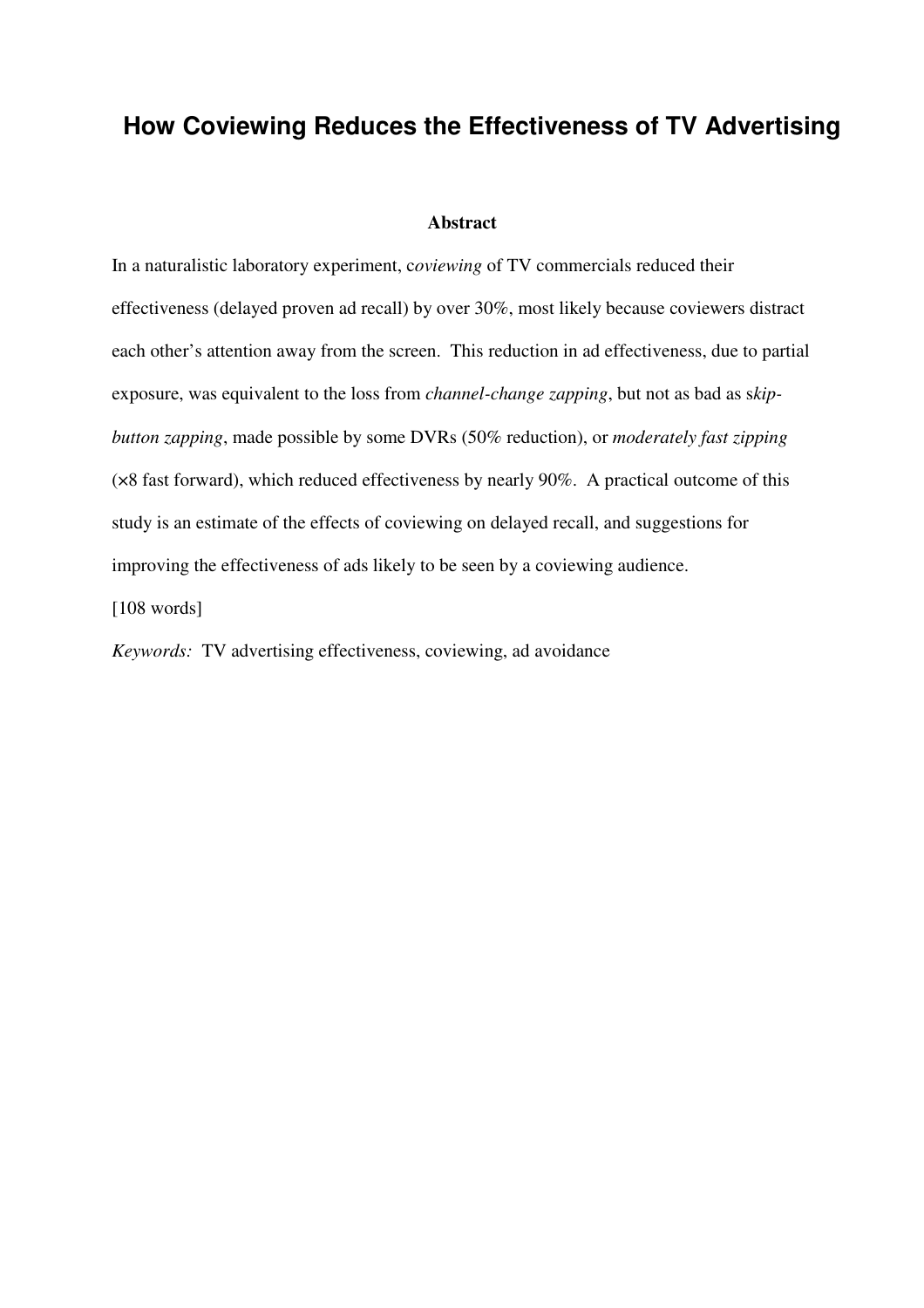# How Coviewing Reduces the Effectiveness of TV Advertising

**Abstract**

In a naturalistic laboratory experiment, c*oviewing* of TV commercials reduced their effectiveness (delayed proven ad recall) by over 30%, most likely because coviewers distract each other's attention away from the screen. This reduction in ad effectiveness, due to partial exposure, was equivalent to the loss from *channel-change zapping*, but not as bad as s*kip-button zapping*, made possible by some DVRs (50% reduction), or *moderately fast zipping* (×8 fast forward), which reduced effectiveness by nearly 90%. A practical outcome of this study is an estimate of the effects of coviewing on delayed recall, and suggestions for improving the effectiveness of ads likely to be seen by a coviewing audience.

[108 words]

*Keywords:* TV advertising effectiveness, coviewing, ad avoidance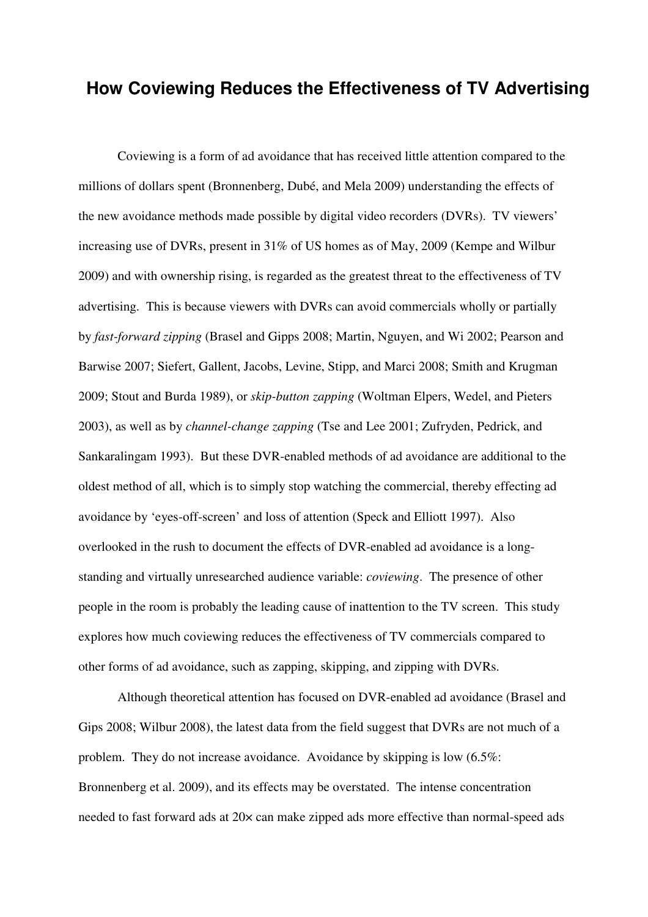# How Coviewing Reduces the Effectiveness of TV Advertising

Coviewing is a form of ad avoidance that has received little attention compared to the millions of dollars spent (Bronnenberg, Dubé, and Mela 2009) understanding the effects of the new avoidance methods made possible by digital video recorders (DVRs). TV viewers' increasing use of DVRs, present in 31% of US homes as of May, 2009 (Kempe and Wilbur 2009) and with ownership rising, is regarded as the greatest threat to the effectiveness of TV advertising. This is because viewers with DVRs can avoid commercials wholly or partially by *fast-forward zipping* (Brasel and Gipps 2008; Martin, Nguyen, and Wi 2002; Pearson and Barwise 2007; Siefert, Gallent, Jacobs, Levine, Stipp, and Marci 2008; Smith and Krugman 2009; Stout and Burda 1989), or *skip-button zapping* (Woltman Elpers, Wedel, and Pieters 2003), as well as by *channel-change zapping* (Tse and Lee 2001; Zufryden, Pedrick, and Sankaralingam 1993). But these DVR-enabled methods of ad avoidance are additional to the oldest method of all, which is to simply stop watching the commercial, thereby effecting ad avoidance by 'eyes-off-screen' and loss of attention (Speck and Elliott 1997). Also overlooked in the rush to document the effects of DVR-enabled ad avoidance is a long-standing and virtually unresearched audience variable: *coviewing*. The presence of other people in the room is probably the leading cause of inattention to the TV screen. This study explores how much coviewing reduces the effectiveness of TV commercials compared to other forms of ad avoidance, such as zapping, skipping, and zipping with DVRs.

Although theoretical attention has focused on DVR-enabled ad avoidance (Brasel and Gips 2008; Wilbur 2008), the latest data from the field suggest that DVRs are not much of a problem. They do not increase avoidance. Avoidance by skipping is low (6.5%: Bronnenberg et al. 2009), and its effects may be overstated. The intense concentration needed to fast forward ads at 20× can make zipped ads more effective than normal-speed ads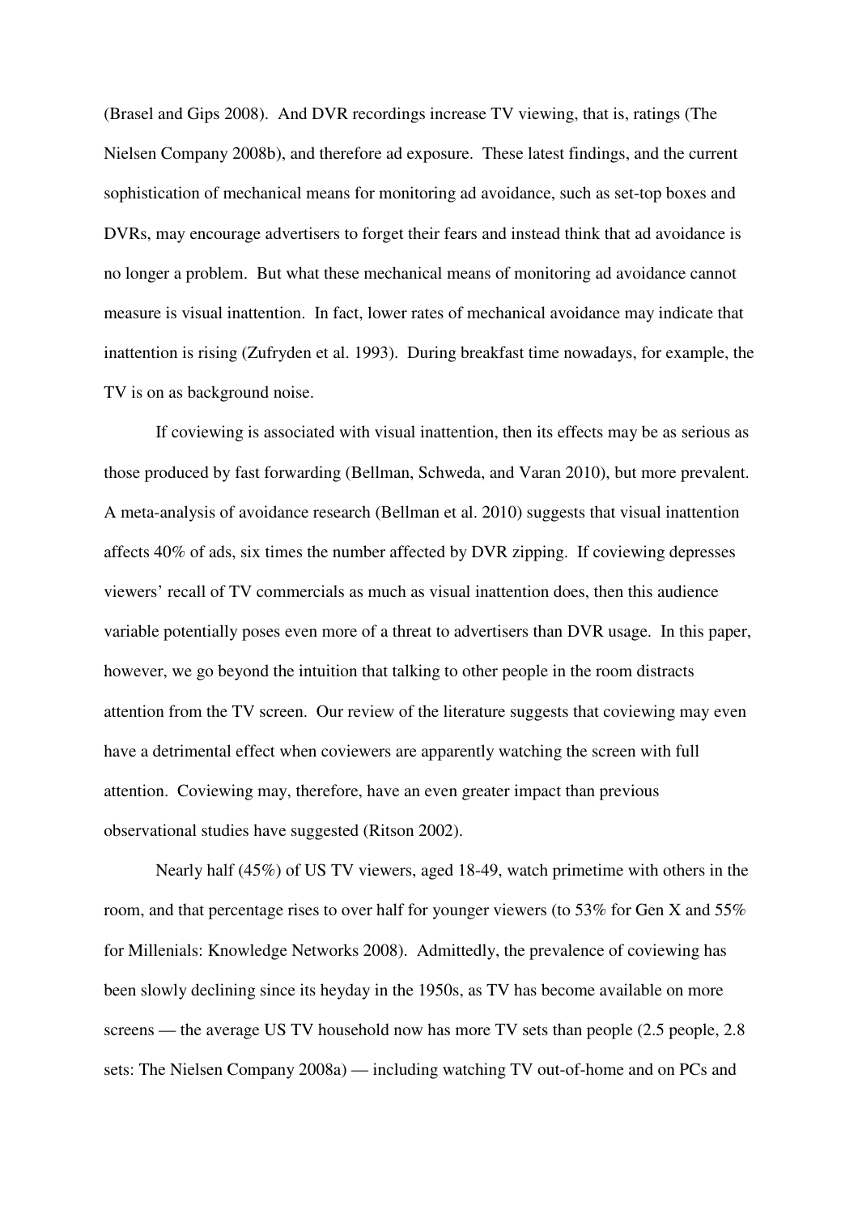(Brasel and Gips 2008). And DVR recordings increase TV viewing, that is, ratings (The Nielsen Company 2008b), and therefore ad exposure. These latest findings, and the current sophistication of mechanical means for monitoring ad avoidance, such as set-top boxes and DVRs, may encourage advertisers to forget their fears and instead think that ad avoidance is no longer a problem. But what these mechanical means of monitoring ad avoidance cannot measure is visual inattention. In fact, lower rates of mechanical avoidance may indicate that inattention is rising (Zufryden et al. 1993). During breakfast time nowadays, for example, the TV is on as background noise.

If coviewing is associated with visual inattention, then its effects may be as serious as those produced by fast forwarding (Bellman, Schweda, and Varan 2010), but more prevalent. A meta-analysis of avoidance research (Bellman et al. 2010) suggests that visual inattention affects 40% of ads, six times the number affected by DVR zipping. If coviewing depresses viewers' recall of TV commercials as much as visual inattention does, then this audience variable potentially poses even more of a threat to advertisers than DVR usage. In this paper, however, we go beyond the intuition that talking to other people in the room distracts attention from the TV screen. Our review of the literature suggests that coviewing may even have a detrimental effect when coviewers are apparently watching the screen with full attention. Coviewing may, therefore, have an even greater impact than previous observational studies have suggested (Ritson 2002).

Nearly half (45%) of US TV viewers, aged 18-49, watch primetime with others in the room, and that percentage rises to over half for younger viewers (to 53% for Gen X and 55% for Millenials: Knowledge Networks 2008). Admittedly, the prevalence of coviewing has been slowly declining since its heyday in the 1950s, as TV has become available on more screens — the average US TV household now has more TV sets than people (2.5 people, 2.8 sets: The Nielsen Company 2008a) — including watching TV out-of-home and on PCs and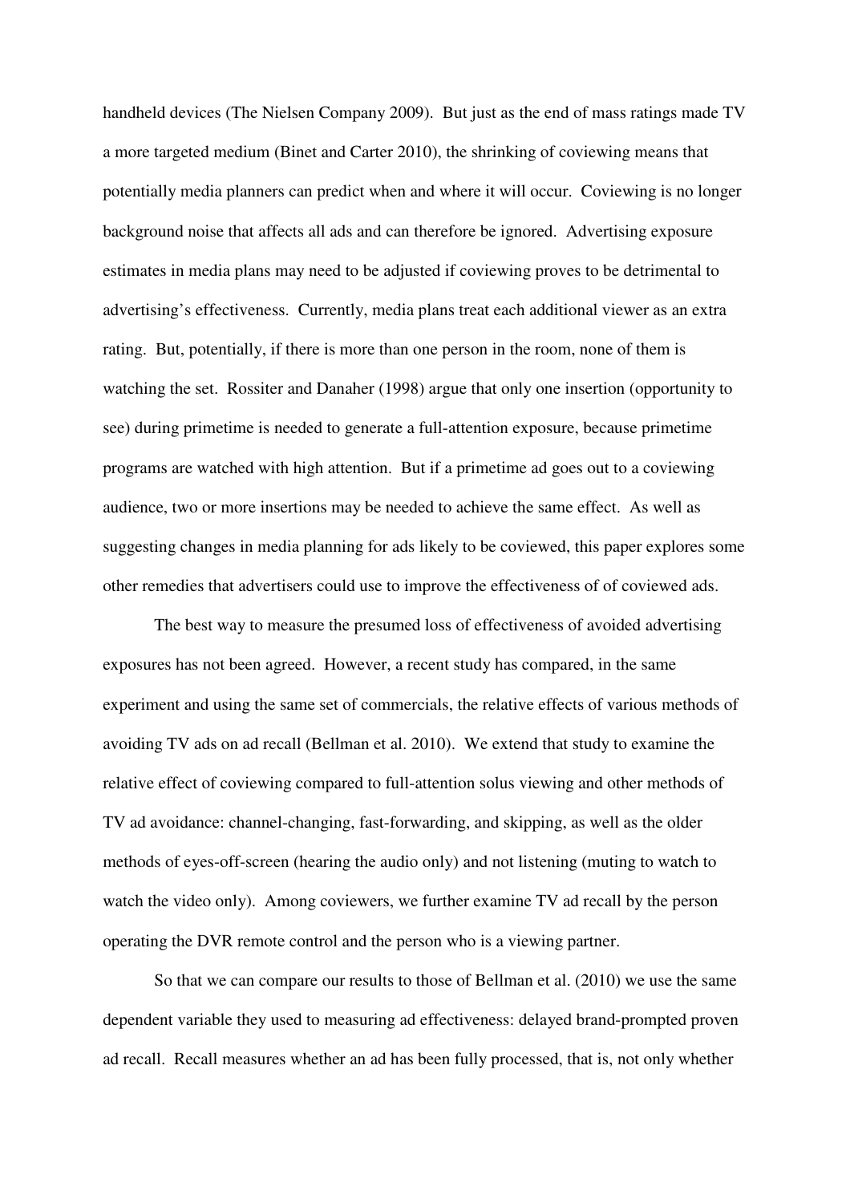handheld devices (The Nielsen Company 2009). But just as the end of mass ratings made TV a more targeted medium (Binet and Carter 2010), the shrinking of coviewing means that potentially media planners can predict when and where it will occur. Coviewing is no longer background noise that affects all ads and can therefore be ignored. Advertising exposure estimates in media plans may need to be adjusted if coviewing proves to be detrimental to advertising's effectiveness. Currently, media plans treat each additional viewer as an extra rating. But, potentially, if there is more than one person in the room, none of them is watching the set. Rossiter and Danaher (1998) argue that only one insertion (opportunity to see) during primetime is needed to generate a full-attention exposure, because primetime programs are watched with high attention. But if a primetime ad goes out to a coviewing audience, two or more insertions may be needed to achieve the same effect. As well as suggesting changes in media planning for ads likely to be coviewed, this paper explores some other remedies that advertisers could use to improve the effectiveness of of coviewed ads.

The best way to measure the presumed loss of effectiveness of avoided advertising exposures has not been agreed. However, a recent study has compared, in the same experiment and using the same set of commercials, the relative effects of various methods of avoiding TV ads on ad recall (Bellman et al. 2010). We extend that study to examine the relative effect of coviewing compared to full-attention solus viewing and other methods of TV ad avoidance: channel-changing, fast-forwarding, and skipping, as well as the older methods of eyes-off-screen (hearing the audio only) and not listening (muting to watch to watch the video only). Among coviewers, we further examine TV ad recall by the person operating the DVR remote control and the person who is a viewing partner.

So that we can compare our results to those of Bellman et al. (2010) we use the same dependent variable they used to measuring ad effectiveness: delayed brand-prompted proven ad recall. Recall measures whether an ad has been fully processed, that is, not only whether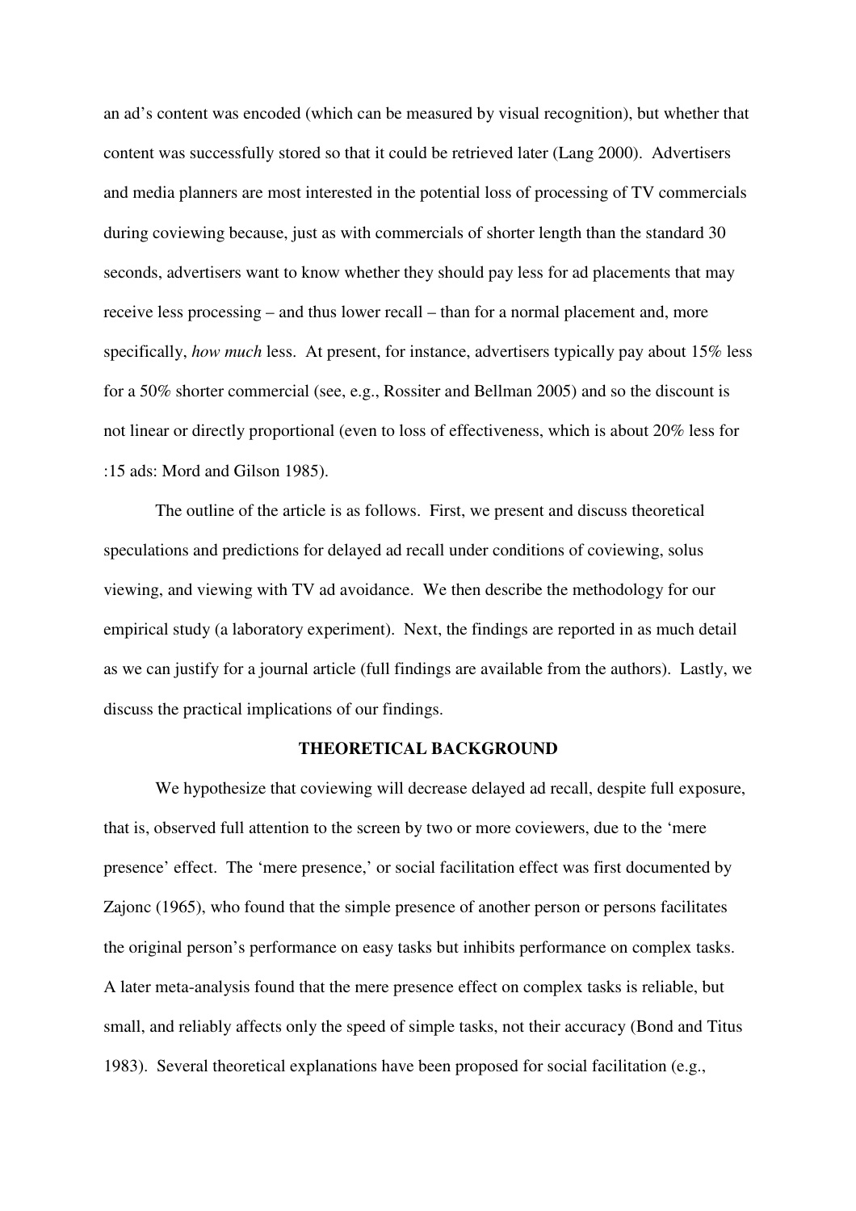an ad's content was encoded (which can be measured by visual recognition), but whether that content was successfully stored so that it could be retrieved later (Lang 2000). Advertisers and media planners are most interested in the potential loss of processing of TV commercials during coviewing because, just as with commercials of shorter length than the standard 30 seconds, advertisers want to know whether they should pay less for ad placements that may receive less processing – and thus lower recall – than for a normal placement and, more specifically, *how much* less. At present, for instance, advertisers typically pay about 15% less for a 50% shorter commercial (see, e.g., Rossiter and Bellman 2005) and so the discount is not linear or directly proportional (even to loss of effectiveness, which is about 20% less for :15 ads: Mord and Gilson 1985).

The outline of the article is as follows. First, we present and discuss theoretical speculations and predictions for delayed ad recall under conditions of coviewing, solus viewing, and viewing with TV ad avoidance. We then describe the methodology for our empirical study (a laboratory experiment). Next, the findings are reported in as much detail as we can justify for a journal article (full findings are available from the authors). Lastly, we discuss the practical implications of our findings.

## THEORETICAL BACKGROUND

We hypothesize that coviewing will decrease delayed ad recall, despite full exposure, that is, observed full attention to the screen by two or more coviewers, due to the 'mere presence' effect. The 'mere presence,' or social facilitation effect was first documented by Zajonc (1965), who found that the simple presence of another person or persons facilitates the original person's performance on easy tasks but inhibits performance on complex tasks. A later meta-analysis found that the mere presence effect on complex tasks is reliable, but small, and reliably affects only the speed of simple tasks, not their accuracy (Bond and Titus 1983). Several theoretical explanations have been proposed for social facilitation (e.g.,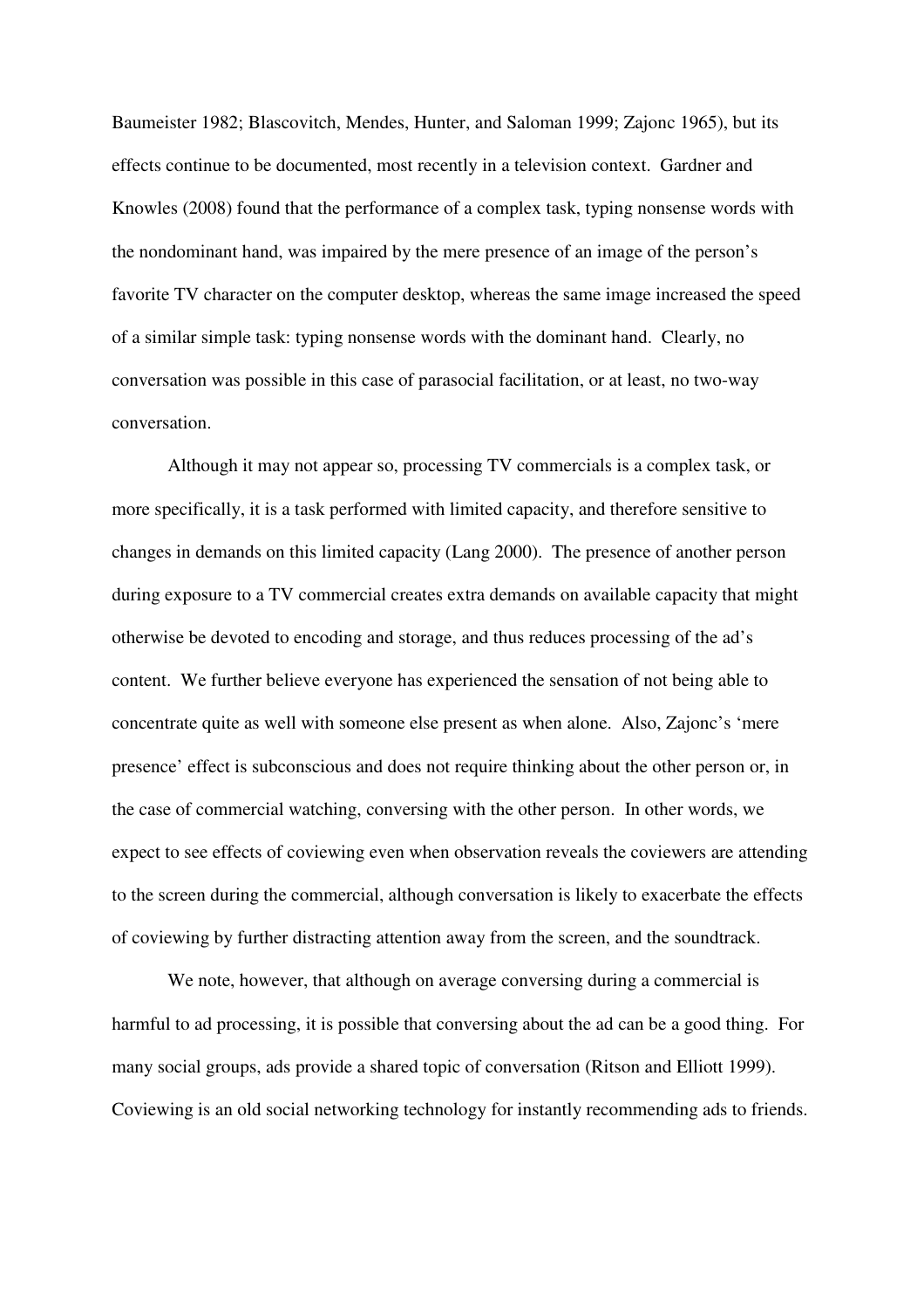Baumeister 1982; Blascovitch, Mendes, Hunter, and Saloman 1999; Zajonc 1965), but its effects continue to be documented, most recently in a television context. Gardner and Knowles (2008) found that the performance of a complex task, typing nonsense words with the nondominant hand, was impaired by the mere presence of an image of the person's favorite TV character on the computer desktop, whereas the same image increased the speed of a similar simple task: typing nonsense words with the dominant hand. Clearly, no conversation was possible in this case of parasocial facilitation, or at least, no two-way conversation.

Although it may not appear so, processing TV commercials is a complex task, or more specifically, it is a task performed with limited capacity, and therefore sensitive to changes in demands on this limited capacity (Lang 2000). The presence of another person during exposure to a TV commercial creates extra demands on available capacity that might otherwise be devoted to encoding and storage, and thus reduces processing of the ad's content. We further believe everyone has experienced the sensation of not being able to concentrate quite as well with someone else present as when alone. Also, Zajonc's 'mere presence' effect is subconscious and does not require thinking about the other person or, in the case of commercial watching, conversing with the other person. In other words, we expect to see effects of coviewing even when observation reveals the coviewers are attending to the screen during the commercial, although conversation is likely to exacerbate the effects of coviewing by further distracting attention away from the screen, and the soundtrack.

We note, however, that although on average conversing during a commercial is harmful to ad processing, it is possible that conversing about the ad can be a good thing. For many social groups, ads provide a shared topic of conversation (Ritson and Elliott 1999). Coviewing is an old social networking technology for instantly recommending ads to friends.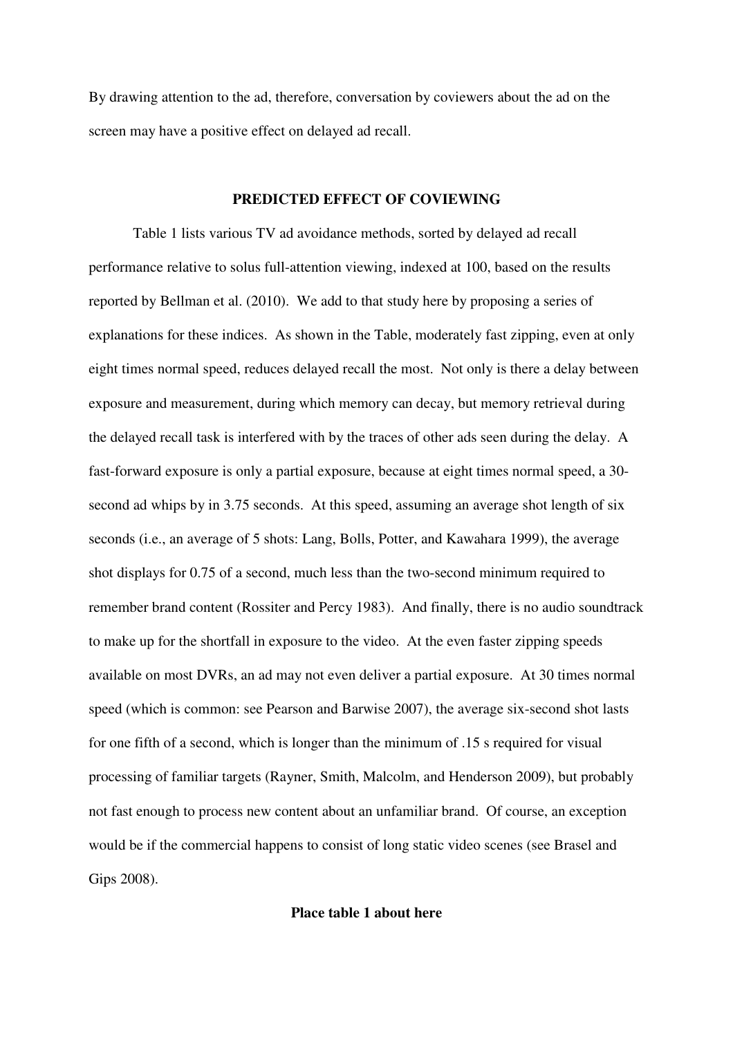By drawing attention to the ad, therefore, conversation by coviewers about the ad on the screen may have a positive effect on delayed ad recall.

## PREDICTED EFFECT OF COVIEWING

Table 1 lists various TV ad avoidance methods, sorted by delayed ad recall performance relative to solus full-attention viewing, indexed at 100, based on the results reported by Bellman et al. (2010). We add to that study here by proposing a series of explanations for these indices. As shown in the Table, moderately fast zipping, even at only eight times normal speed, reduces delayed recall the most. Not only is there a delay between exposure and measurement, during which memory can decay, but memory retrieval during the delayed recall task is interfered with by the traces of other ads seen during the delay. A fast-forward exposure is only a partial exposure, because at eight times normal speed, a 30-second ad whips by in 3.75 seconds. At this speed, assuming an average shot length of six seconds (i.e., an average of 5 shots: Lang, Bolls, Potter, and Kawahara 1999), the average shot displays for 0.75 of a second, much less than the two-second minimum required to remember brand content (Rossiter and Percy 1983). And finally, there is no audio soundtrack to make up for the shortfall in exposure to the video. At the even faster zipping speeds available on most DVRs, an ad may not even deliver a partial exposure. At 30 times normal speed (which is common: see Pearson and Barwise 2007), the average six-second shot lasts for one fifth of a second, which is longer than the minimum of .15 s required for visual processing of familiar targets (Rayner, Smith, Malcolm, and Henderson 2009), but probably not fast enough to process new content about an unfamiliar brand. Of course, an exception would be if the commercial happens to consist of long static video scenes (see Brasel and Gips 2008).

**Place table 1 about here**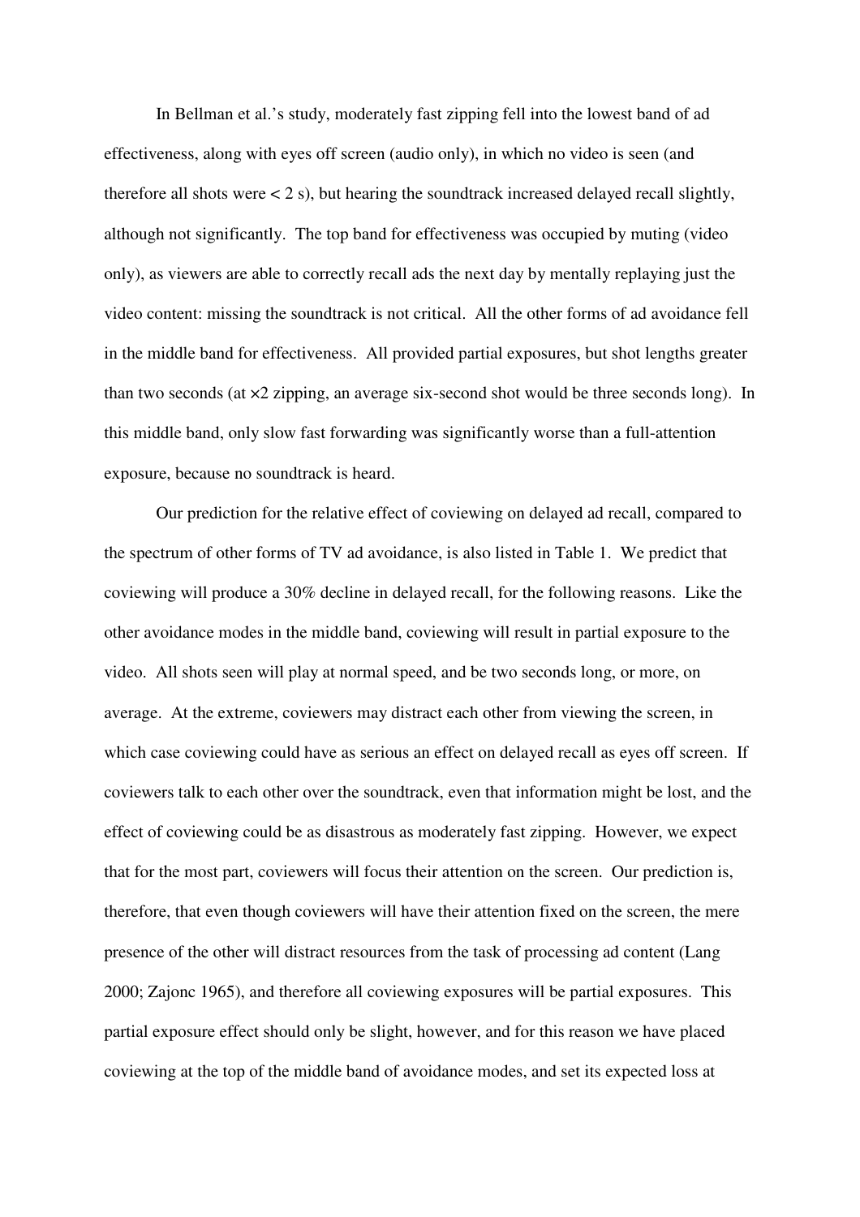In Bellman et al.'s study, moderately fast zipping fell into the lowest band of ad effectiveness, along with eyes off screen (audio only), in which no video is seen (and therefore all shots were < 2 s), but hearing the soundtrack increased delayed recall slightly, although not significantly. The top band for effectiveness was occupied by muting (video only), as viewers are able to correctly recall ads the next day by mentally replaying just the video content: missing the soundtrack is not critical. All the other forms of ad avoidance fell in the middle band for effectiveness. All provided partial exposures, but shot lengths greater than two seconds (at ×2 zipping, an average six-second shot would be three seconds long). In this middle band, only slow fast forwarding was significantly worse than a full-attention exposure, because no soundtrack is heard.

Our prediction for the relative effect of coviewing on delayed ad recall, compared to the spectrum of other forms of TV ad avoidance, is also listed in Table 1. We predict that coviewing will produce a 30% decline in delayed recall, for the following reasons. Like the other avoidance modes in the middle band, coviewing will result in partial exposure to the video. All shots seen will play at normal speed, and be two seconds long, or more, on average. At the extreme, coviewers may distract each other from viewing the screen, in which case coviewing could have as serious an effect on delayed recall as eyes off screen. If coviewers talk to each other over the soundtrack, even that information might be lost, and the effect of coviewing could be as disastrous as moderately fast zipping. However, we expect that for the most part, coviewers will focus their attention on the screen. Our prediction is, therefore, that even though coviewers will have their attention fixed on the screen, the mere presence of the other will distract resources from the task of processing ad content (Lang 2000; Zajonc 1965), and therefore all coviewing exposures will be partial exposures. This partial exposure effect should only be slight, however, and for this reason we have placed coviewing at the top of the middle band of avoidance modes, and set its expected loss at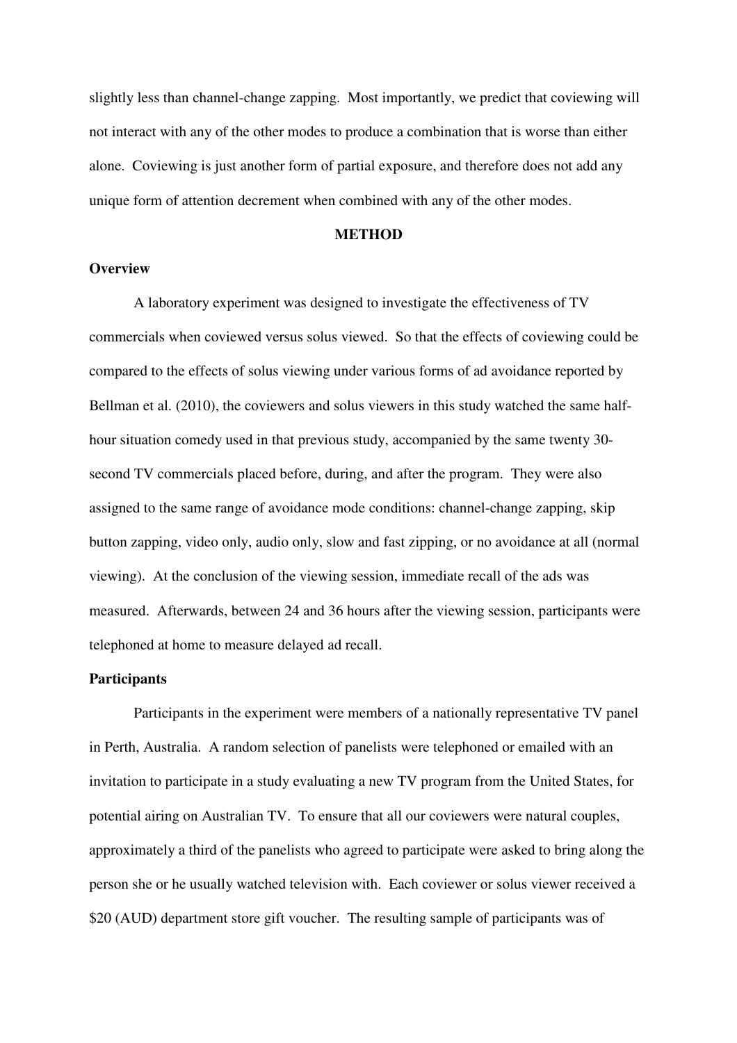slightly less than channel-change zapping. Most importantly, we predict that coviewing will not interact with any of the other modes to produce a combination that is worse than either alone. Coviewing is just another form of partial exposure, and therefore does not add any unique form of attention decrement when combined with any of the other modes.

## METHOD

### Overview

A laboratory experiment was designed to investigate the effectiveness of TV commercials when coviewed versus solus viewed. So that the effects of coviewing could be compared to the effects of solus viewing under various forms of ad avoidance reported by Bellman et al. (2010), the coviewers and solus viewers in this study watched the same half-hour situation comedy used in that previous study, accompanied by the same twenty 30-second TV commercials placed before, during, and after the program. They were also assigned to the same range of avoidance mode conditions: channel-change zapping, skip button zapping, video only, audio only, slow and fast zipping, or no avoidance at all (normal viewing). At the conclusion of the viewing session, immediate recall of the ads was measured. Afterwards, between 24 and 36 hours after the viewing session, participants were telephoned at home to measure delayed ad recall.

### Participants

Participants in the experiment were members of a nationally representative TV panel in Perth, Australia. A random selection of panelists were telephoned or emailed with an invitation to participate in a study evaluating a new TV program from the United States, for potential airing on Australian TV. To ensure that all our coviewers were natural couples, approximately a third of the panelists who agreed to participate were asked to bring along the person she or he usually watched television with. Each coviewer or solus viewer received a $20 (AUD) department store gift voucher. The resulting sample of participants was of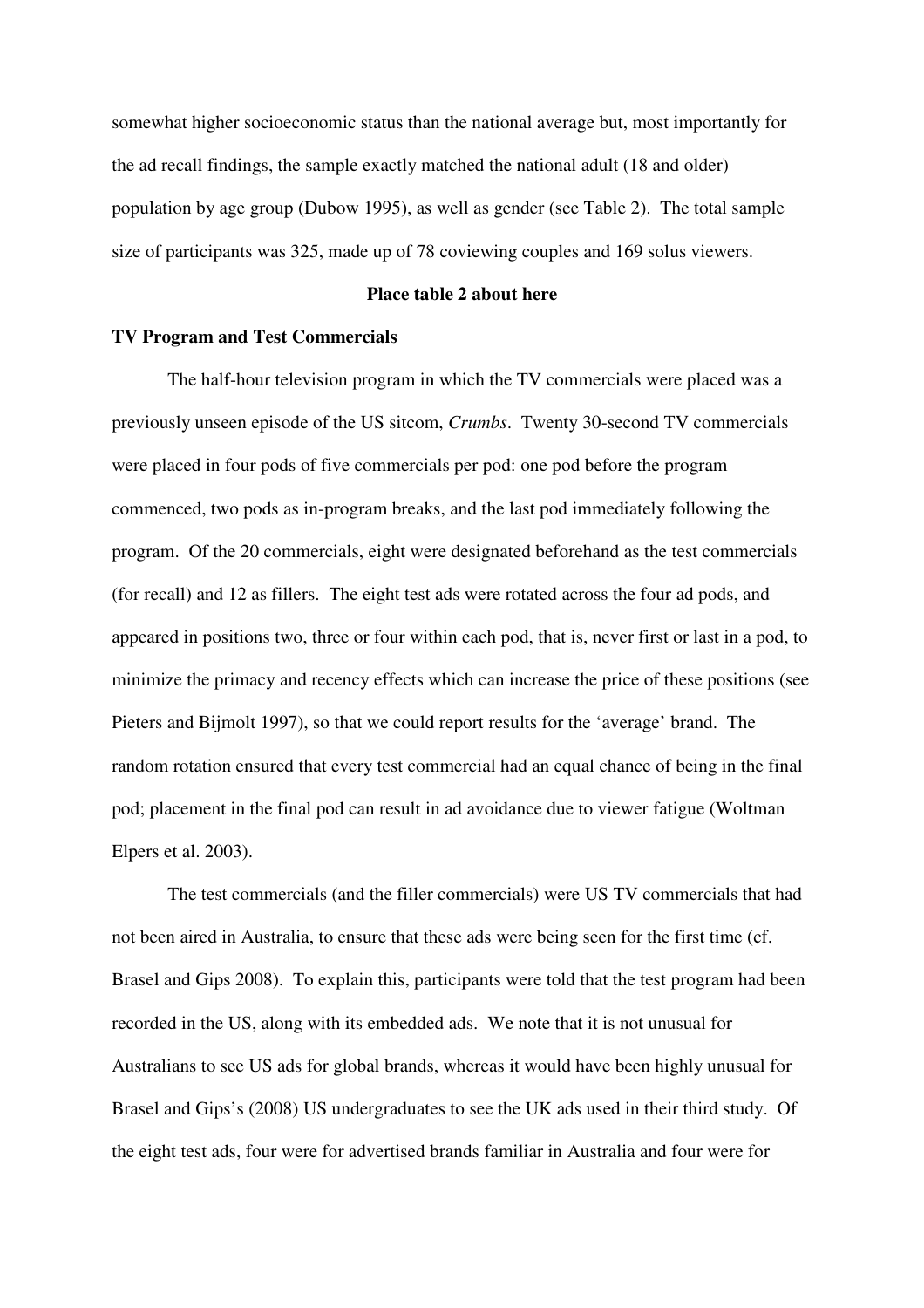somewhat higher socioeconomic status than the national average but, most importantly for the ad recall findings, the sample exactly matched the national adult (18 and older) population by age group (Dubow 1995), as well as gender (see Table 2). The total sample size of participants was 325, made up of 78 coviewing couples and 169 solus viewers.

**Place table 2 about here**

**TV Program and Test Commercials**

The half-hour television program in which the TV commercials were placed was a previously unseen episode of the US sitcom, *Crumbs*. Twenty 30-second TV commercials were placed in four pods of five commercials per pod: one pod before the program commenced, two pods as in-program breaks, and the last pod immediately following the program. Of the 20 commercials, eight were designated beforehand as the test commercials (for recall) and 12 as fillers. The eight test ads were rotated across the four ad pods, and appeared in positions two, three or four within each pod, that is, never first or last in a pod, to minimize the primacy and recency effects which can increase the price of these positions (see Pieters and Bijmolt 1997), so that we could report results for the 'average' brand. The random rotation ensured that every test commercial had an equal chance of being in the final pod; placement in the final pod can result in ad avoidance due to viewer fatigue (Woltman Elpers et al. 2003).

The test commercials (and the filler commercials) were US TV commercials that had not been aired in Australia, to ensure that these ads were being seen for the first time (cf. Brasel and Gips 2008). To explain this, participants were told that the test program had been recorded in the US, along with its embedded ads. We note that it is not unusual for Australians to see US ads for global brands, whereas it would have been highly unusual for Brasel and Gips's (2008) US undergraduates to see the UK ads used in their third study. Of the eight test ads, four were for advertised brands familiar in Australia and four were for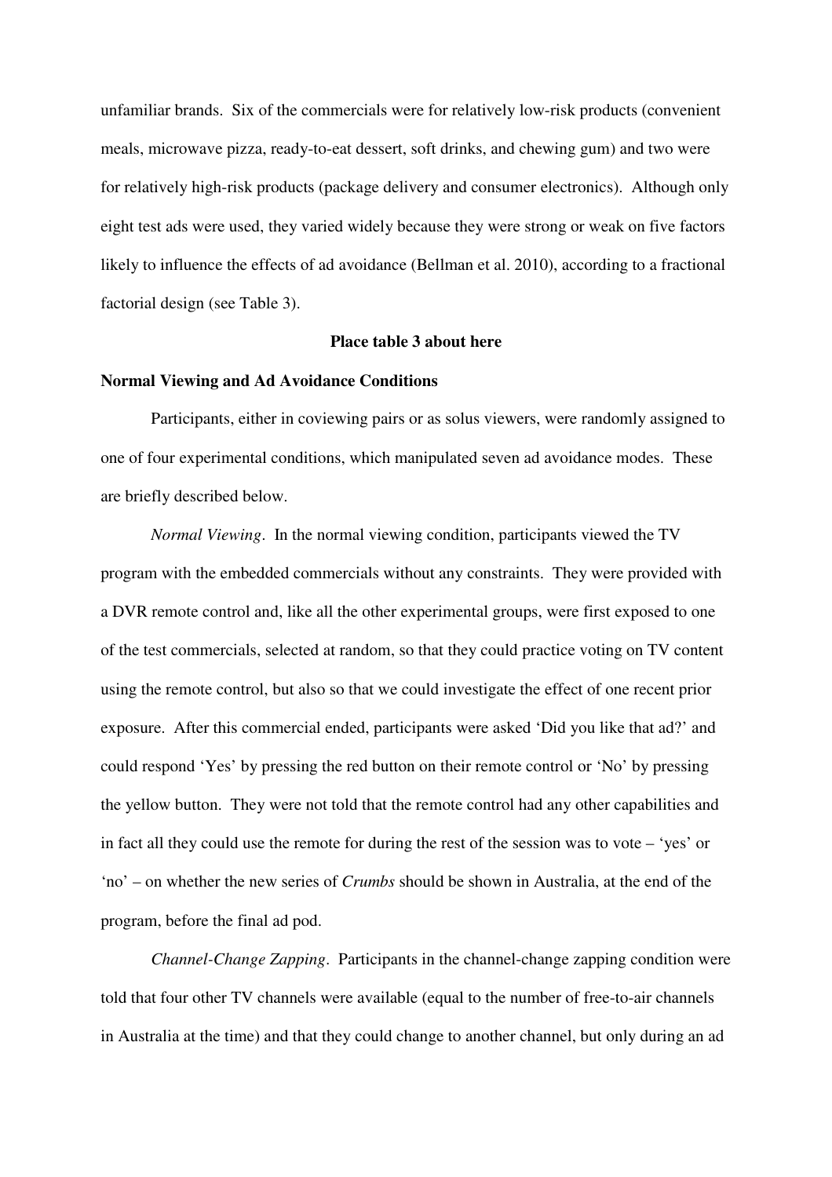unfamiliar brands. Six of the commercials were for relatively low-risk products (convenient meals, microwave pizza, ready-to-eat dessert, soft drinks, and chewing gum) and two were for relatively high-risk products (package delivery and consumer electronics). Although only eight test ads were used, they varied widely because they were strong or weak on five factors likely to influence the effects of ad avoidance (Bellman et al. 2010), according to a fractional factorial design (see Table 3).

**Place table 3 about here**

**Normal Viewing and Ad Avoidance Conditions**

Participants, either in coviewing pairs or as solus viewers, were randomly assigned to one of four experimental conditions, which manipulated seven ad avoidance modes. These are briefly described below.

*Normal Viewing*. In the normal viewing condition, participants viewed the TV program with the embedded commercials without any constraints. They were provided with a DVR remote control and, like all the other experimental groups, were first exposed to one of the test commercials, selected at random, so that they could practice voting on TV content using the remote control, but also so that we could investigate the effect of one recent prior exposure. After this commercial ended, participants were asked 'Did you like that ad?' and could respond 'Yes' by pressing the red button on their remote control or 'No' by pressing the yellow button. They were not told that the remote control had any other capabilities and in fact all they could use the remote for during the rest of the session was to vote – 'yes' or 'no' – on whether the new series of *Crumbs* should be shown in Australia, at the end of the program, before the final ad pod.

*Channel-Change Zapping*. Participants in the channel-change zapping condition were told that four other TV channels were available (equal to the number of free-to-air channels in Australia at the time) and that they could change to another channel, but only during an ad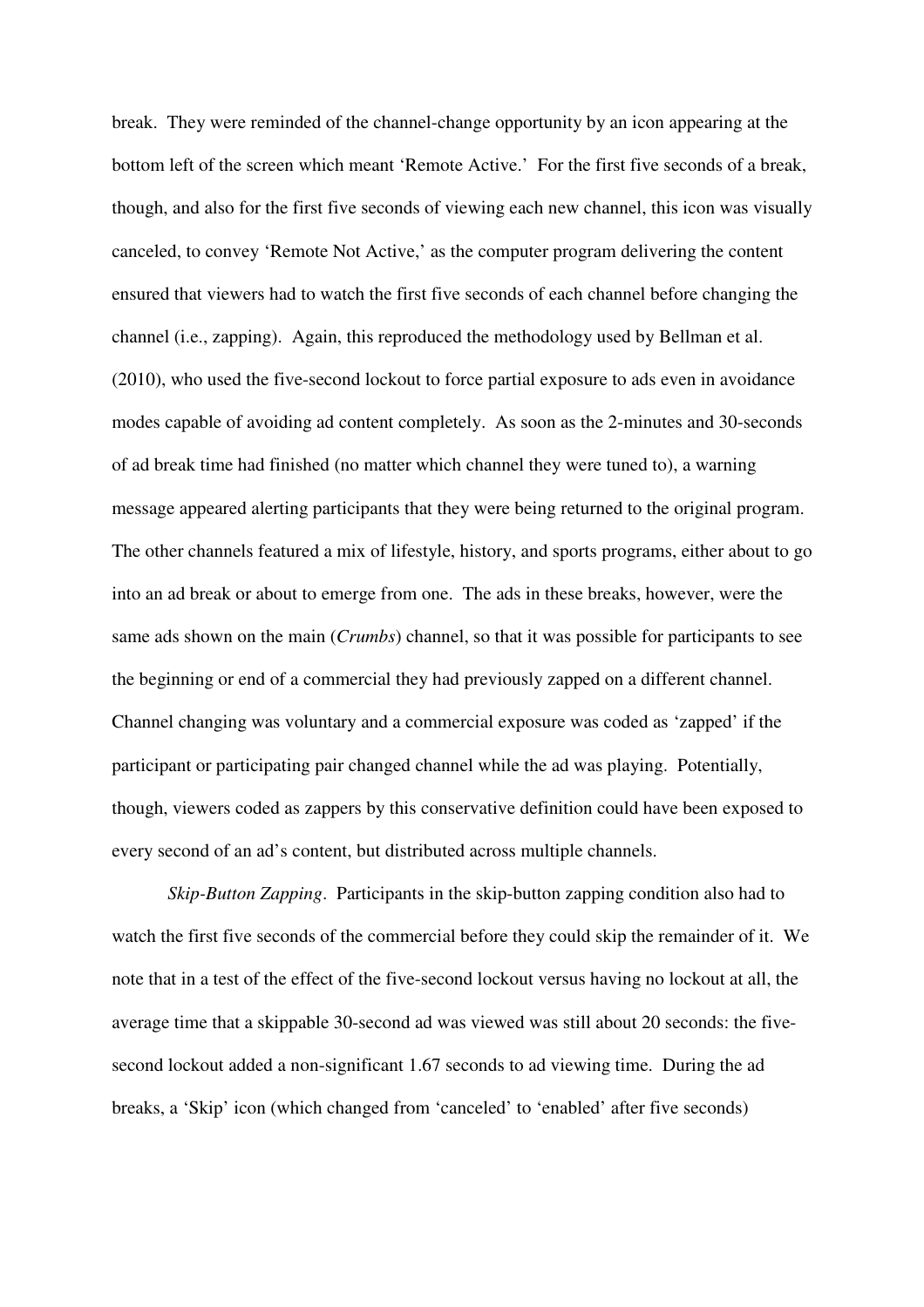break. They were reminded of the channel-change opportunity by an icon appearing at the bottom left of the screen which meant 'Remote Active.' For the first five seconds of a break, though, and also for the first five seconds of viewing each new channel, this icon was visually canceled, to convey 'Remote Not Active,' as the computer program delivering the content ensured that viewers had to watch the first five seconds of each channel before changing the channel (i.e., zapping). Again, this reproduced the methodology used by Bellman et al. (2010), who used the five-second lockout to force partial exposure to ads even in avoidance modes capable of avoiding ad content completely. As soon as the 2-minutes and 30-seconds of ad break time had finished (no matter which channel they were tuned to), a warning message appeared alerting participants that they were being returned to the original program. The other channels featured a mix of lifestyle, history, and sports programs, either about to go into an ad break or about to emerge from one. The ads in these breaks, however, were the same ads shown on the main (*Crumbs*) channel, so that it was possible for participants to see the beginning or end of a commercial they had previously zapped on a different channel. Channel changing was voluntary and a commercial exposure was coded as 'zapped' if the participant or participating pair changed channel while the ad was playing. Potentially, though, viewers coded as zappers by this conservative definition could have been exposed to every second of an ad's content, but distributed across multiple channels.

*Skip-Button Zapping*. Participants in the skip-button zapping condition also had to watch the first five seconds of the commercial before they could skip the remainder of it. We note that in a test of the effect of the five-second lockout versus having no lockout at all, the average time that a skippable 30-second ad was viewed was still about 20 seconds: the five-second lockout added a non-significant 1.67 seconds to ad viewing time. During the ad breaks, a 'Skip' icon (which changed from 'canceled' to 'enabled' after five seconds)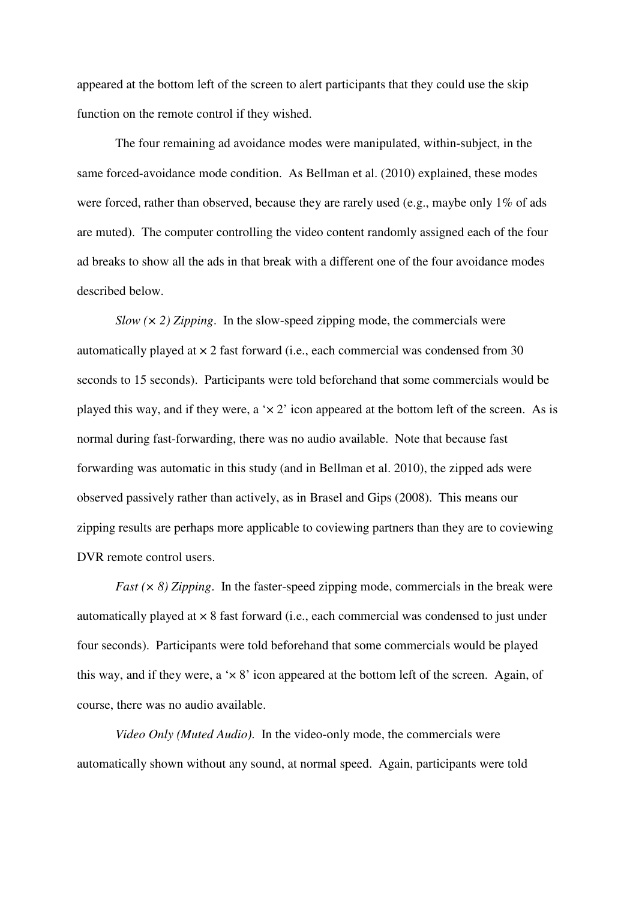appeared at the bottom left of the screen to alert participants that they could use the skip function on the remote control if they wished.

The four remaining ad avoidance modes were manipulated, within-subject, in the same forced-avoidance mode condition. As Bellman et al. (2010) explained, these modes were forced, rather than observed, because they are rarely used (e.g., maybe only 1% of ads are muted). The computer controlling the video content randomly assigned each of the four ad breaks to show all the ads in that break with a different one of the four avoidance modes described below.

*Slow (× 2) Zipping*. In the slow-speed zipping mode, the commercials were automatically played at × 2 fast forward (i.e., each commercial was condensed from 30 seconds to 15 seconds). Participants were told beforehand that some commercials would be played this way, and if they were, a '× 2' icon appeared at the bottom left of the screen. As is normal during fast-forwarding, there was no audio available. Note that because fast forwarding was automatic in this study (and in Bellman et al. 2010), the zipped ads were observed passively rather than actively, as in Brasel and Gips (2008). This means our zipping results are perhaps more applicable to coviewing partners than they are to coviewing DVR remote control users.

*Fast (× 8) Zipping*. In the faster-speed zipping mode, commercials in the break were automatically played at × 8 fast forward (i.e., each commercial was condensed to just under four seconds). Participants were told beforehand that some commercials would be played this way, and if they were, a '× 8' icon appeared at the bottom left of the screen. Again, of course, there was no audio available.

*Video Only (Muted Audio)*. In the video-only mode, the commercials were automatically shown without any sound, at normal speed. Again, participants were told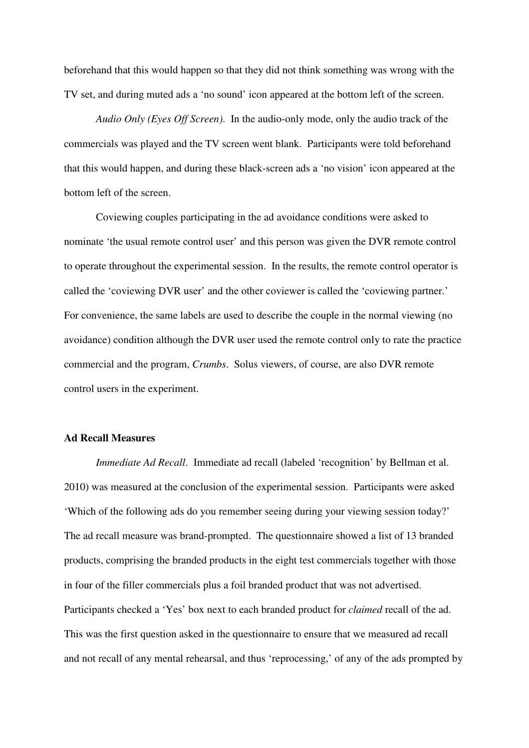beforehand that this would happen so that they did not think something was wrong with the TV set, and during muted ads a 'no sound' icon appeared at the bottom left of the screen.

*Audio Only (Eyes Off Screen)*. In the audio-only mode, only the audio track of the commercials was played and the TV screen went blank. Participants were told beforehand that this would happen, and during these black-screen ads a 'no vision' icon appeared at the bottom left of the screen.

Coviewing couples participating in the ad avoidance conditions were asked to nominate 'the usual remote control user' and this person was given the DVR remote control to operate throughout the experimental session. In the results, the remote control operator is called the 'coviewing DVR user' and the other coviewer is called the 'coviewing partner.' For convenience, the same labels are used to describe the couple in the normal viewing (no avoidance) condition although the DVR user used the remote control only to rate the practice commercial and the program, *Crumbs*. Solus viewers, of course, are also DVR remote control users in the experiment.

**Ad Recall Measures**

*Immediate Ad Recall*. Immediate ad recall (labeled 'recognition' by Bellman et al. 2010) was measured at the conclusion of the experimental session. Participants were asked 'Which of the following ads do you remember seeing during your viewing session today?' The ad recall measure was brand-prompted. The questionnaire showed a list of 13 branded products, comprising the branded products in the eight test commercials together with those in four of the filler commercials plus a foil branded product that was not advertised. Participants checked a 'Yes' box next to each branded product for *claimed* recall of the ad. This was the first question asked in the questionnaire to ensure that we measured ad recall and not recall of any mental rehearsal, and thus 'reprocessing,' of any of the ads prompted by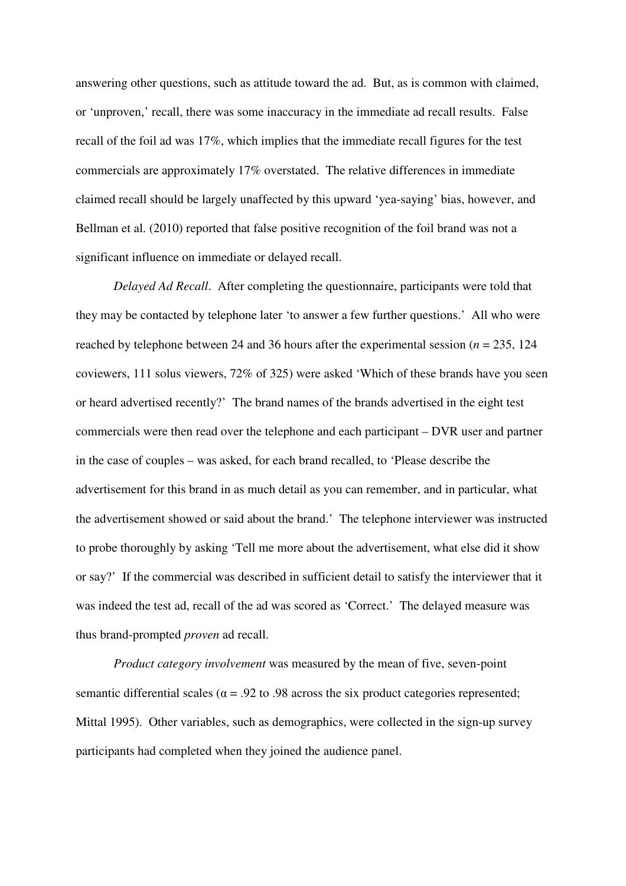answering other questions, such as attitude toward the ad. But, as is common with claimed, or 'unproven,' recall, there was some inaccuracy in the immediate ad recall results. False recall of the foil ad was 17%, which implies that the immediate recall figures for the test commercials are approximately 17% overstated. The relative differences in immediate claimed recall should be largely unaffected by this upward 'yea-saying' bias, however, and Bellman et al. (2010) reported that false positive recognition of the foil brand was not a significant influence on immediate or delayed recall.

*Delayed Ad Recall*. After completing the questionnaire, participants were told that they may be contacted by telephone later 'to answer a few further questions.' All who were reached by telephone between 24 and 36 hours after the experimental session ($n$ = 235, 124 coviewers, 111 solus viewers, 72% of 325) were asked 'Which of these brands have you seen or heard advertised recently?' The brand names of the brands advertised in the eight test commercials were then read over the telephone and each participant – DVR user and partner in the case of couples – was asked, for each brand recalled, to 'Please describe the advertisement for this brand in as much detail as you can remember, and in particular, what the advertisement showed or said about the brand.' The telephone interviewer was instructed to probe thoroughly by asking 'Tell me more about the advertisement, what else did it show or say?' If the commercial was described in sufficient detail to satisfy the interviewer that it was indeed the test ad, recall of the ad was scored as 'Correct.' The delayed measure was thus brand-prompted *proven* ad recall.

*Product category involvement* was measured by the mean of five, seven-point semantic differential scales ($\alpha$ = .92 to .98 across the six product categories represented; Mittal 1995). Other variables, such as demographics, were collected in the sign-up survey participants had completed when they joined the audience panel.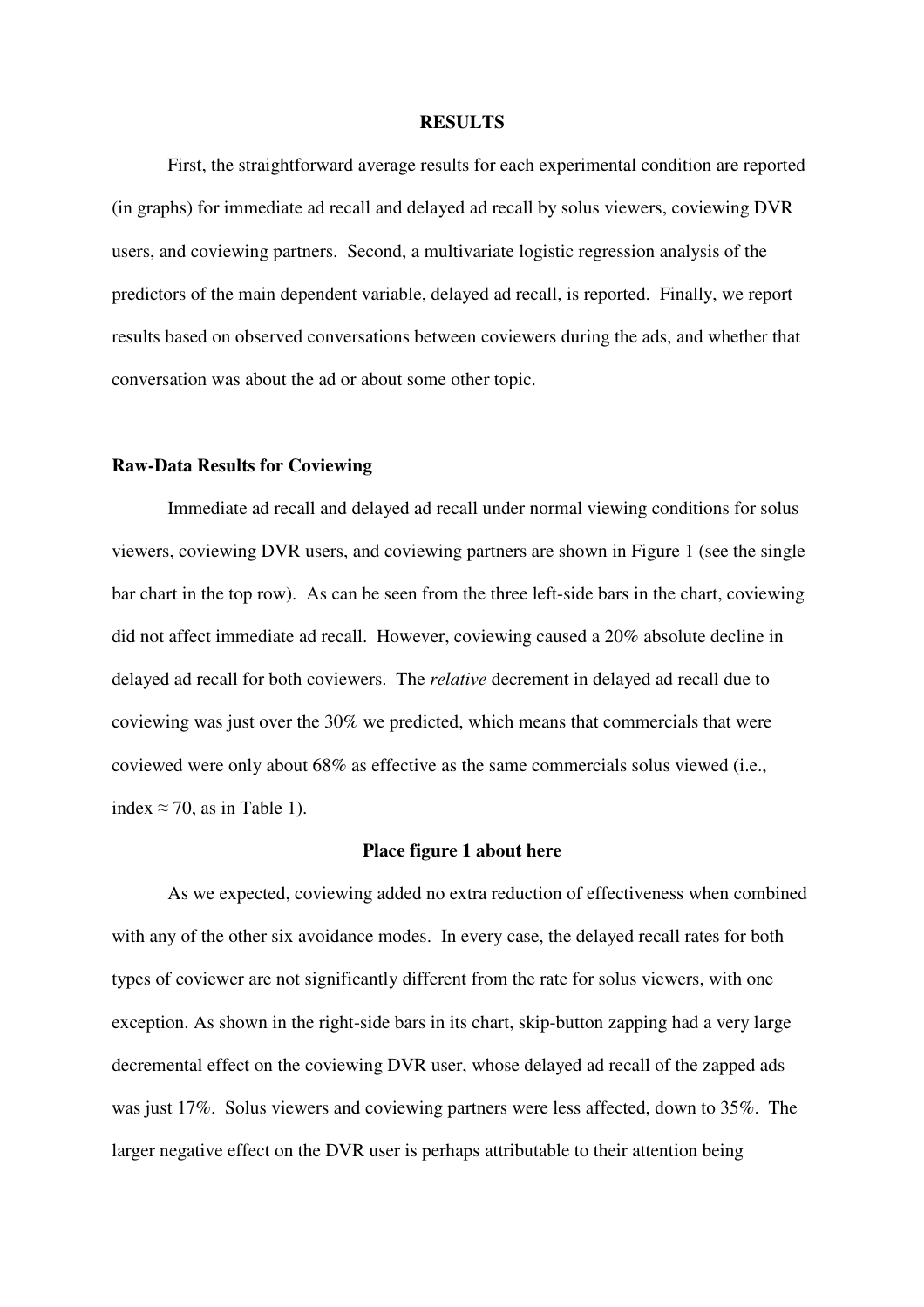## RESULTS

First, the straightforward average results for each experimental condition are reported (in graphs) for immediate ad recall and delayed ad recall by solus viewers, coviewing DVR users, and coviewing partners. Second, a multivariate logistic regression analysis of the predictors of the main dependent variable, delayed ad recall, is reported. Finally, we report results based on observed conversations between coviewers during the ads, and whether that conversation was about the ad or about some other topic.

### Raw-Data Results for Coviewing

Immediate ad recall and delayed ad recall under normal viewing conditions for solus viewers, coviewing DVR users, and coviewing partners are shown in Figure 1 (see the single bar chart in the top row). As can be seen from the three left-side bars in the chart, coviewing did not affect immediate ad recall. However, coviewing caused a 20% absolute decline in delayed ad recall for both coviewers. The *relative* decrement in delayed ad recall due to coviewing was just over the 30% we predicted, which means that commercials that were coviewed were only about 68% as effective as the same commercials solus viewed (i.e., index ≈ 70, as in Table 1).

**Place figure 1 about here**

As we expected, coviewing added no extra reduction of effectiveness when combined with any of the other six avoidance modes. In every case, the delayed recall rates for both types of coviewer are not significantly different from the rate for solus viewers, with one exception. As shown in the right-side bars in its chart, skip-button zapping had a very large decremental effect on the coviewing DVR user, whose delayed ad recall of the zapped ads was just 17%. Solus viewers and coviewing partners were less affected, down to 35%. The larger negative effect on the DVR user is perhaps attributable to their attention being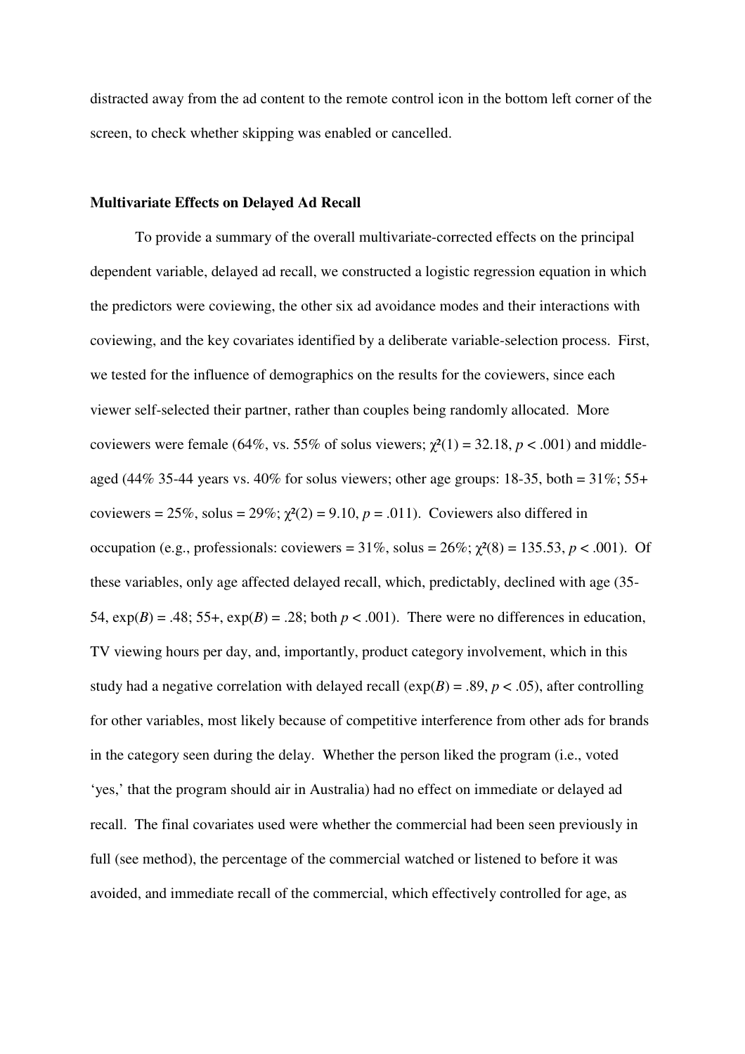distracted away from the ad content to the remote control icon in the bottom left corner of the screen, to check whether skipping was enabled or cancelled.

### Multivariate Effects on Delayed Ad Recall

To provide a summary of the overall multivariate-corrected effects on the principal dependent variable, delayed ad recall, we constructed a logistic regression equation in which the predictors were coviewing, the other six ad avoidance modes and their interactions with coviewing, and the key covariates identified by a deliberate variable-selection process. First, we tested for the influence of demographics on the results for the coviewers, since each viewer self-selected their partner, rather than couples being randomly allocated. More coviewers were female (64%, vs. 55% of solus viewers; $\chi^2(1) = 32.18$, $p < .001$) and middle-aged (44% 35-44 years vs. 40% for solus viewers; other age groups: 18-35, both = 31%; 55+ coviewers = 25%, solus = 29%; $\chi^2(2) = 9.10$, $p = .011$). Coviewers also differed in occupation (e.g., professionals: coviewers = 31%, solus = 26%; $\chi^2(8) = 135.53$, $p < .001$). Of these variables, only age affected delayed recall, which, predictably, declined with age (35-54, $\exp(B) = .48$; 55+, $\exp(B) = .28$; both $p < .001$). There were no differences in education, TV viewing hours per day, and, importantly, product category involvement, which in this study had a negative correlation with delayed recall ($\exp(B) = .89$, $p < .05$), after controlling for other variables, most likely because of competitive interference from other ads for brands in the category seen during the delay. Whether the person liked the program (i.e., voted 'yes,' that the program should air in Australia) had no effect on immediate or delayed ad recall. The final covariates used were whether the commercial had been seen previously in full (see method), the percentage of the commercial watched or listened to before it was avoided, and immediate recall of the commercial, which effectively controlled for age, as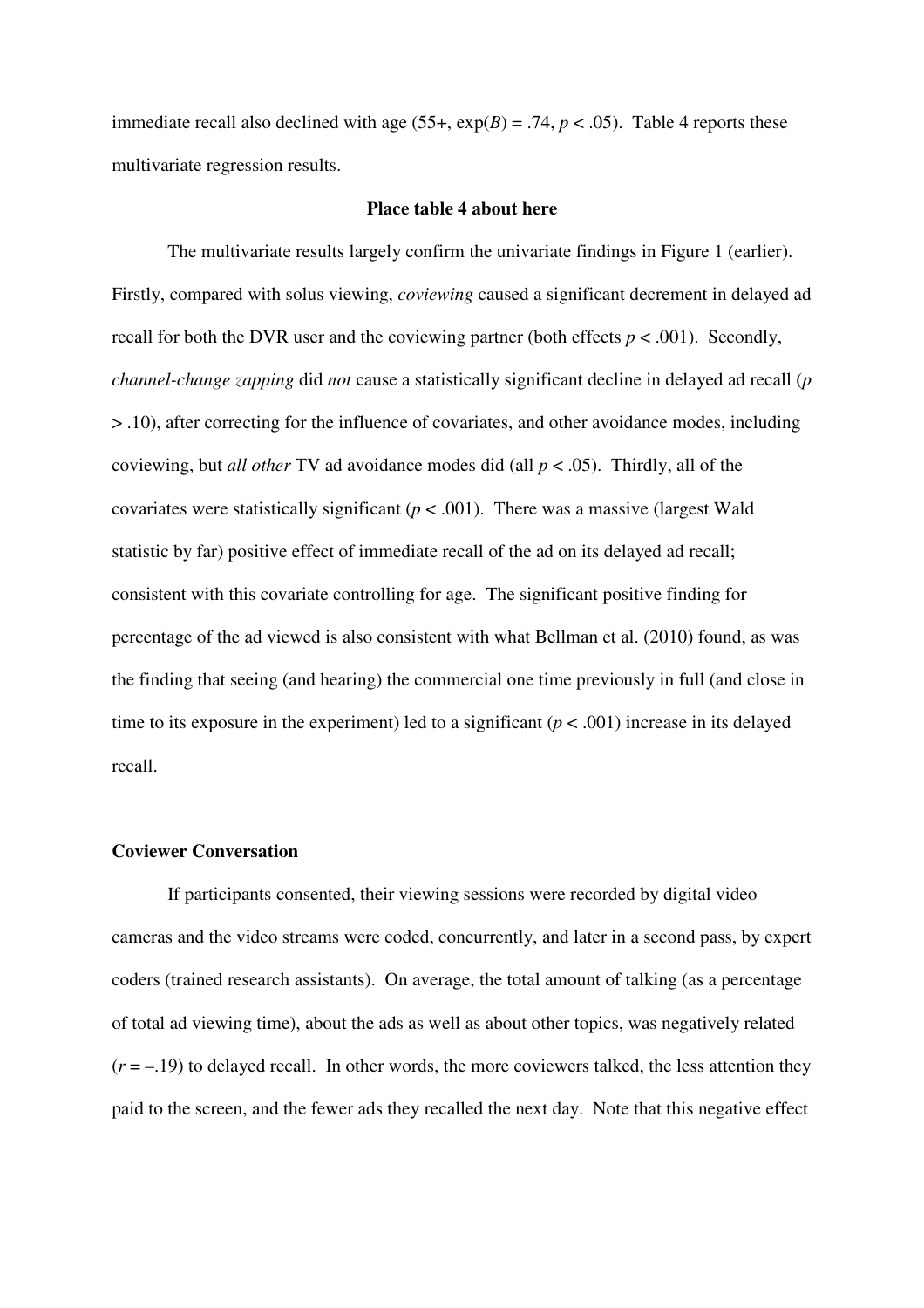immediate recall also declined with age (55+, $\exp(B) = .74$, $p < .05$). Table 4 reports these multivariate regression results.

**Place table 4 about here**

The multivariate results largely confirm the univariate findings in Figure 1 (earlier). Firstly, compared with solus viewing, *coviewing* caused a significant decrement in delayed ad recall for both the DVR user and the coviewing partner (both effects $p < .001$). Secondly, *channel-change zapping* did *not* cause a statistically significant decline in delayed ad recall ($p > .10$), after correcting for the influence of covariates, and other avoidance modes, including coviewing, but *all other* TV ad avoidance modes did (all $p < .05$). Thirdly, all of the covariates were statistically significant ($p < .001$). There was a massive (largest Wald statistic by far) positive effect of immediate recall of the ad on its delayed ad recall; consistent with this covariate controlling for age. The significant positive finding for percentage of the ad viewed is also consistent with what Bellman et al. (2010) found, as was the finding that seeing (and hearing) the commercial one time previously in full (and close in time to its exposure in the experiment) led to a significant ($p < .001$) increase in its delayed recall.

### Coviewer Conversation

If participants consented, their viewing sessions were recorded by digital video cameras and the video streams were coded, concurrently, and later in a second pass, by expert coders (trained research assistants). On average, the total amount of talking (as a percentage of total ad viewing time), about the ads as well as about other topics, was negatively related ($r = -.19$) to delayed recall. In other words, the more coviewers talked, the less attention they paid to the screen, and the fewer ads they recalled the next day. Note that this negative effect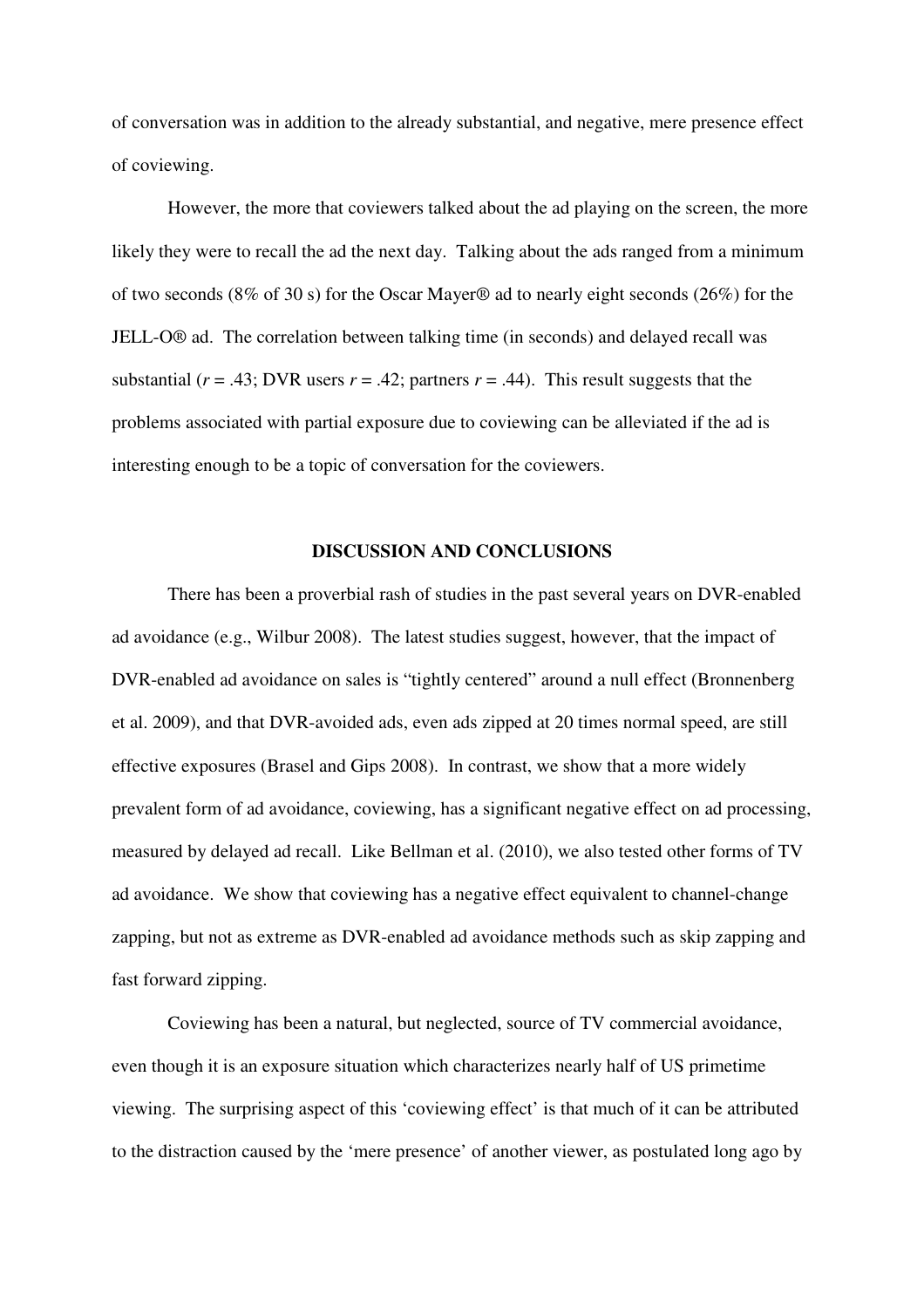of conversation was in addition to the already substantial, and negative, mere presence effect of coviewing.

However, the more that coviewers talked about the ad playing on the screen, the more likely they were to recall the ad the next day. Talking about the ads ranged from a minimum of two seconds (8% of 30 s) for the Oscar Mayer® ad to nearly eight seconds (26%) for the JELL-O® ad. The correlation between talking time (in seconds) and delayed recall was substantial ($r = .43$; DVR users $r = .42$; partners $r = .44$). This result suggests that the problems associated with partial exposure due to coviewing can be alleviated if the ad is interesting enough to be a topic of conversation for the coviewers.

## DISCUSSION AND CONCLUSIONS

There has been a proverbial rash of studies in the past several years on DVR-enabled ad avoidance (e.g., Wilbur 2008). The latest studies suggest, however, that the impact of DVR-enabled ad avoidance on sales is "tightly centered" around a null effect (Bronnenberg et al. 2009), and that DVR-avoided ads, even ads zipped at 20 times normal speed, are still effective exposures (Brasel and Gips 2008). In contrast, we show that a more widely prevalent form of ad avoidance, coviewing, has a significant negative effect on ad processing, measured by delayed ad recall. Like Bellman et al. (2010), we also tested other forms of TV ad avoidance. We show that coviewing has a negative effect equivalent to channel-change zapping, but not as extreme as DVR-enabled ad avoidance methods such as skip zapping and fast forward zipping.

Coviewing has been a natural, but neglected, source of TV commercial avoidance, even though it is an exposure situation which characterizes nearly half of US primetime viewing. The surprising aspect of this 'coviewing effect' is that much of it can be attributed to the distraction caused by the 'mere presence' of another viewer, as postulated long ago by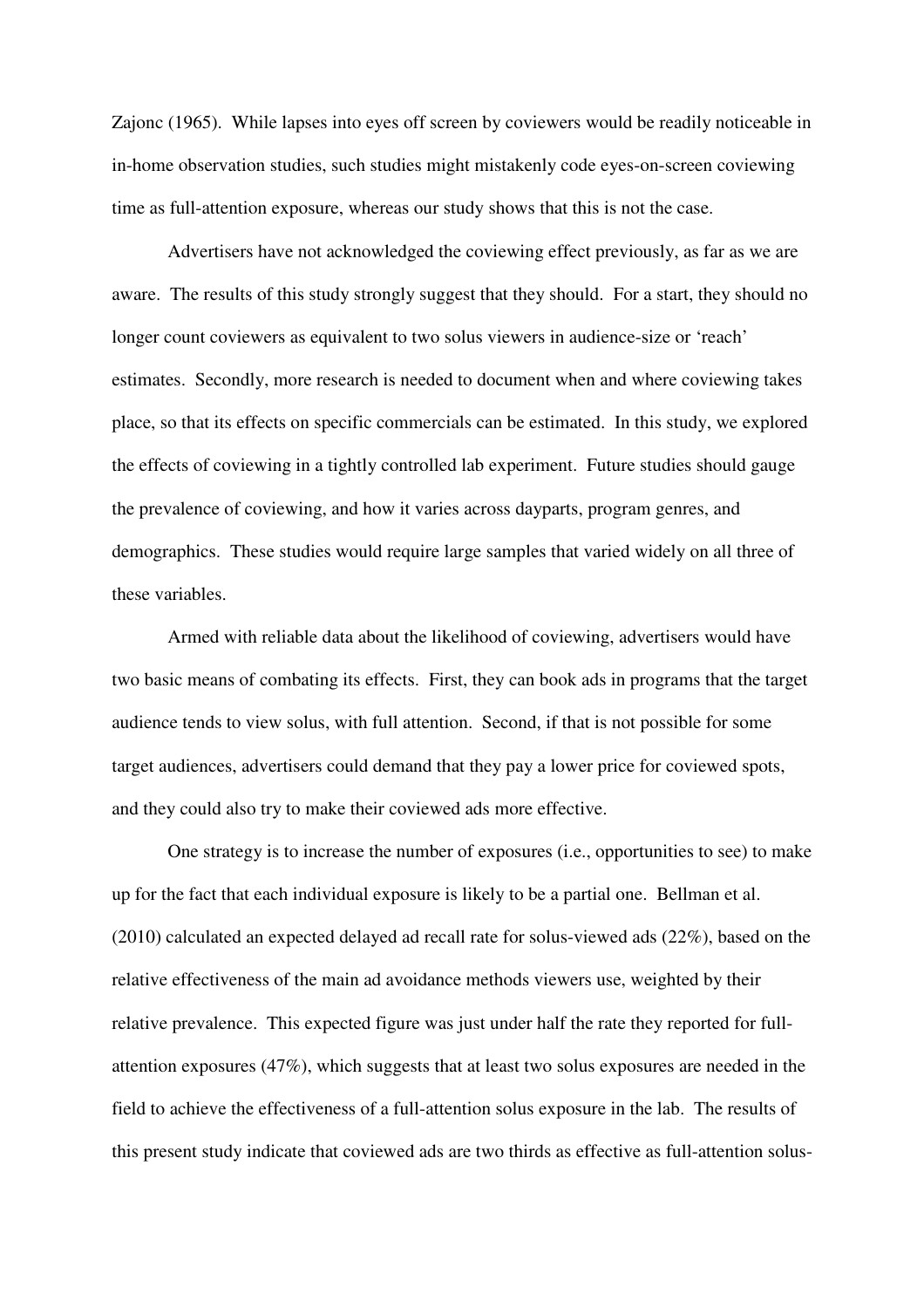Zajonc (1965). While lapses into eyes off screen by coviewers would be readily noticeable in in-home observation studies, such studies might mistakenly code eyes-on-screen coviewing time as full-attention exposure, whereas our study shows that this is not the case.

Advertisers have not acknowledged the coviewing effect previously, as far as we are aware. The results of this study strongly suggest that they should. For a start, they should no longer count coviewers as equivalent to two solus viewers in audience-size or 'reach' estimates. Secondly, more research is needed to document when and where coviewing takes place, so that its effects on specific commercials can be estimated. In this study, we explored the effects of coviewing in a tightly controlled lab experiment. Future studies should gauge the prevalence of coviewing, and how it varies across dayparts, program genres, and demographics. These studies would require large samples that varied widely on all three of these variables.

Armed with reliable data about the likelihood of coviewing, advertisers would have two basic means of combating its effects. First, they can book ads in programs that the target audience tends to view solus, with full attention. Second, if that is not possible for some target audiences, advertisers could demand that they pay a lower price for coviewed spots, and they could also try to make their coviewed ads more effective.

One strategy is to increase the number of exposures (i.e., opportunities to see) to make up for the fact that each individual exposure is likely to be a partial one. Bellman et al. (2010) calculated an expected delayed ad recall rate for solus-viewed ads (22%), based on the relative effectiveness of the main ad avoidance methods viewers use, weighted by their relative prevalence. This expected figure was just under half the rate they reported for full-attention exposures (47%), which suggests that at least two solus exposures are needed in the field to achieve the effectiveness of a full-attention solus exposure in the lab. The results of this present study indicate that coviewed ads are two thirds as effective as full-attention solus-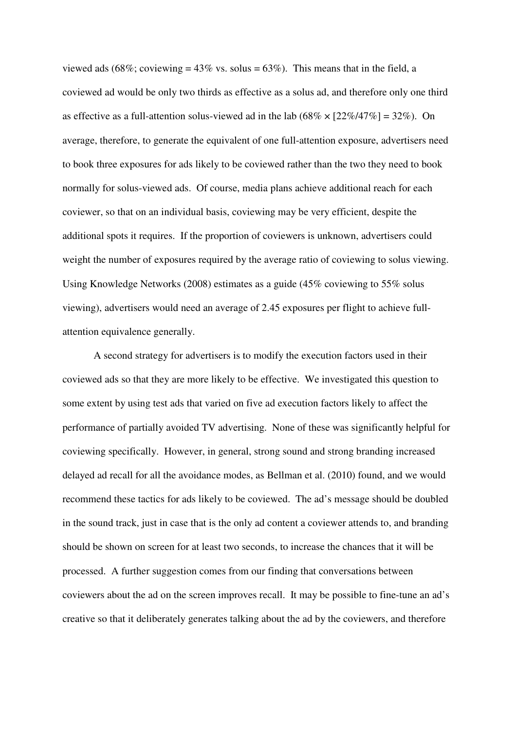viewed ads (68%; coviewing = 43% vs. solus = 63%). This means that in the field, a coviewed ad would be only two thirds as effective as a solus ad, and therefore only one third as effective as a full-attention solus-viewed ad in the lab (68% × [22%/47%] = 32%). On average, therefore, to generate the equivalent of one full-attention exposure, advertisers need to book three exposures for ads likely to be coviewed rather than the two they need to book normally for solus-viewed ads. Of course, media plans achieve additional reach for each coviewer, so that on an individual basis, coviewing may be very efficient, despite the additional spots it requires. If the proportion of coviewers is unknown, advertisers could weight the number of exposures required by the average ratio of coviewing to solus viewing. Using Knowledge Networks (2008) estimates as a guide (45% coviewing to 55% solus viewing), advertisers would need an average of 2.45 exposures per flight to achieve full-attention equivalence generally.

A second strategy for advertisers is to modify the execution factors used in their coviewed ads so that they are more likely to be effective. We investigated this question to some extent by using test ads that varied on five ad execution factors likely to affect the performance of partially avoided TV advertising. None of these was significantly helpful for coviewing specifically. However, in general, strong sound and strong branding increased delayed ad recall for all the avoidance modes, as Bellman et al. (2010) found, and we would recommend these tactics for ads likely to be coviewed. The ad's message should be doubled in the sound track, just in case that is the only ad content a coviewer attends to, and branding should be shown on screen for at least two seconds, to increase the chances that it will be processed. A further suggestion comes from our finding that conversations between coviewers about the ad on the screen improves recall. It may be possible to fine-tune an ad's creative so that it deliberately generates talking about the ad by the coviewers, and therefore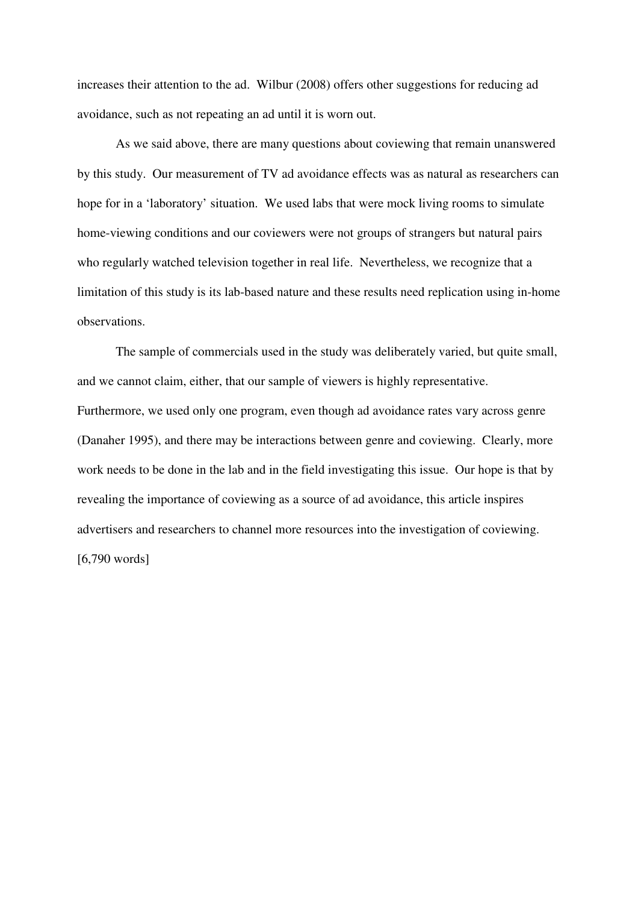increases their attention to the ad. Wilbur (2008) offers other suggestions for reducing ad avoidance, such as not repeating an ad until it is worn out.

As we said above, there are many questions about coviewing that remain unanswered by this study. Our measurement of TV ad avoidance effects was as natural as researchers can hope for in a 'laboratory' situation. We used labs that were mock living rooms to simulate home-viewing conditions and our coviewers were not groups of strangers but natural pairs who regularly watched television together in real life. Nevertheless, we recognize that a limitation of this study is its lab-based nature and these results need replication using in-home observations.

The sample of commercials used in the study was deliberately varied, but quite small, and we cannot claim, either, that our sample of viewers is highly representative. Furthermore, we used only one program, even though ad avoidance rates vary across genre (Danaher 1995), and there may be interactions between genre and coviewing. Clearly, more work needs to be done in the lab and in the field investigating this issue. Our hope is that by revealing the importance of coviewing as a source of ad avoidance, this article inspires advertisers and researchers to channel more resources into the investigation of coviewing. [6,790 words]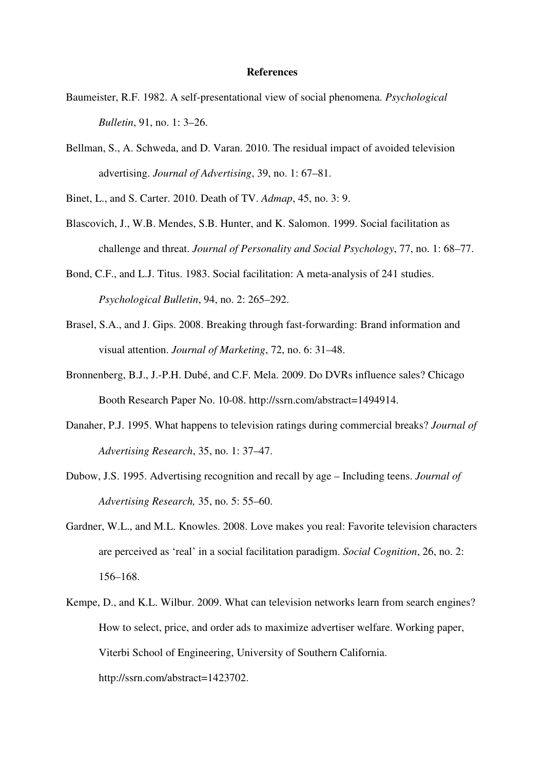# References

Baumeister, R.F. 1982. A self-presentational view of social phenomena. *Psychological Bulletin*, 91, no. 1: 3–26.

Bellman, S., A. Schweda, and D. Varan. 2010. The residual impact of avoided television advertising. *Journal of Advertising*, 39, no. 1: 67–81.

Binet, L., and S. Carter. 2010. Death of TV. *Admap*, 45, no. 3: 9.

Blascovich, J., W.B. Mendes, S.B. Hunter, and K. Salomon. 1999. Social facilitation as challenge and threat. *Journal of Personality and Social Psychology*, 77, no. 1: 68–77.

Bond, C.F., and L.J. Titus. 1983. Social facilitation: A meta-analysis of 241 studies. *Psychological Bulletin*, 94, no. 2: 265–292.

Brasel, S.A., and J. Gips. 2008. Breaking through fast-forwarding: Brand information and visual attention. *Journal of Marketing*, 72, no. 6: 31–48.

Bronnenberg, B.J., J.-P.H. Dubé, and C.F. Mela. 2009. Do DVRs influence sales? Chicago Booth Research Paper No. 10-08. http://ssrn.com/abstract=1494914.

Danaher, P.J. 1995. What happens to television ratings during commercial breaks? *Journal of Advertising Research*, 35, no. 1: 37–47.

Dubow, J.S. 1995. Advertising recognition and recall by age – Including teens. *Journal of Advertising Research,* 35, no. 5: 55–60.

Gardner, W.L., and M.L. Knowles. 2008. Love makes you real: Favorite television characters are perceived as 'real' in a social facilitation paradigm. *Social Cognition*, 26, no. 2: 156–168.

Kempe, D., and K.L. Wilbur. 2009. What can television networks learn from search engines? How to select, price, and order ads to maximize advertiser welfare. Working paper, Viterbi School of Engineering, University of Southern California. http://ssrn.com/abstract=1423702.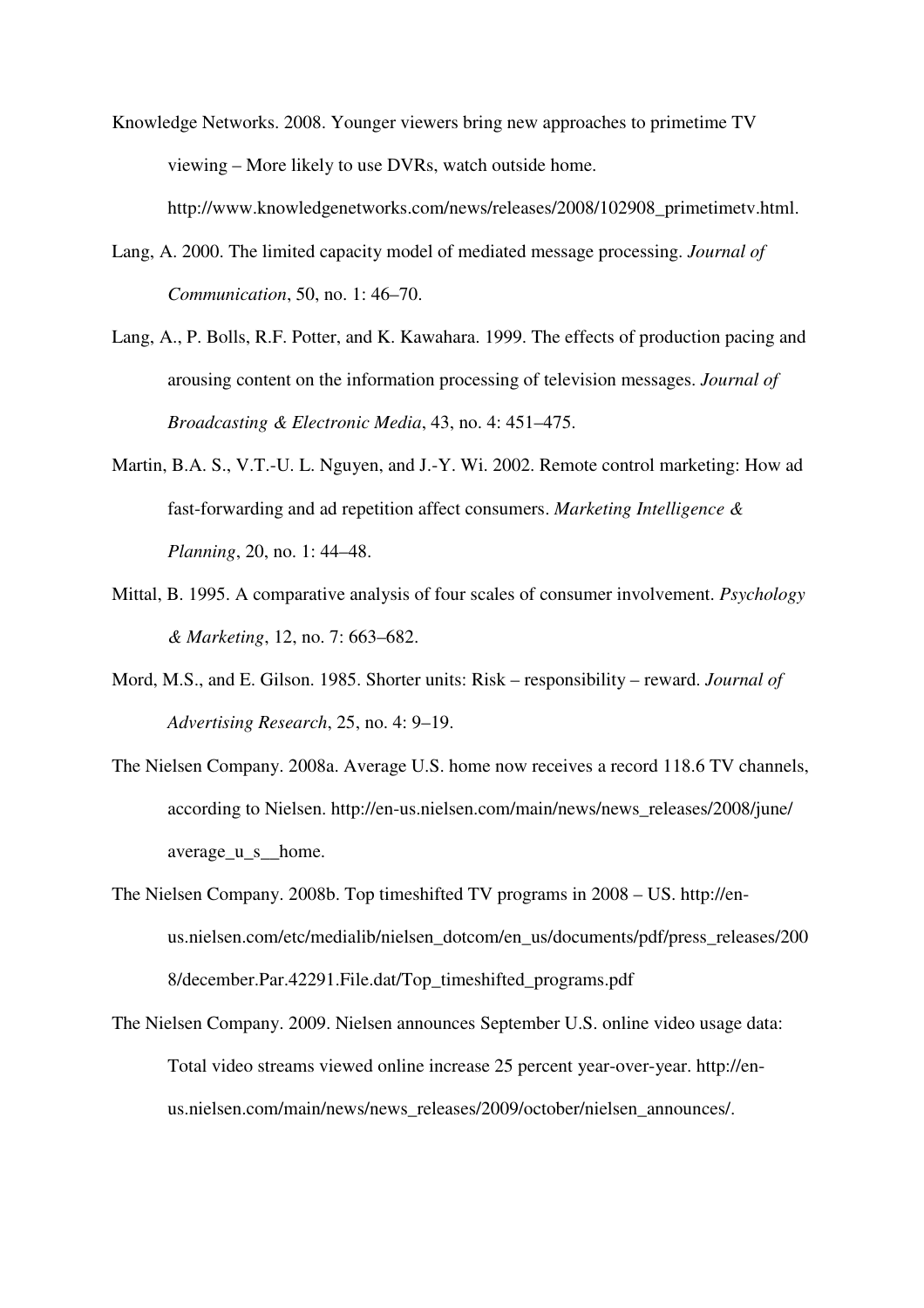Knowledge Networks. 2008. Younger viewers bring new approaches to primetime TV viewing – More likely to use DVRs, watch outside home. http://www.knowledgenetworks.com/news/releases/2008/102908_primetimetv.html.

Lang, A. 2000. The limited capacity model of mediated message processing. *Journal of Communication*, 50, no. 1: 46–70.

Lang, A., P. Bolls, R.F. Potter, and K. Kawahara. 1999. The effects of production pacing and arousing content on the information processing of television messages. *Journal of Broadcasting & Electronic Media*, 43, no. 4: 451–475.

Martin, B.A. S., V.T.-U. L. Nguyen, and J.-Y. Wi. 2002. Remote control marketing: How ad fast-forwarding and ad repetition affect consumers. *Marketing Intelligence & Planning*, 20, no. 1: 44–48.

Mittal, B. 1995. A comparative analysis of four scales of consumer involvement. *Psychology & Marketing*, 12, no. 7: 663–682.

Mord, M.S., and E. Gilson. 1985. Shorter units: Risk – responsibility – reward. *Journal of Advertising Research*, 25, no. 4: 9–19.

The Nielsen Company. 2008a. Average U.S. home now receives a record 118.6 TV channels, according to Nielsen. http://en-us.nielsen.com/main/news/news_releases/2008/june/average_u_s__home.

The Nielsen Company. 2008b. Top timeshifted TV programs in 2008 – US. http://en-us.nielsen.com/etc/medialib/nielsen_dotcom/en_us/documents/pdf/press_releases/2008/december.Par.42291.File.dat/Top_timeshifted_programs.pdf

The Nielsen Company. 2009. Nielsen announces September U.S. online video usage data: Total video streams viewed online increase 25 percent year-over-year. http://en-us.nielsen.com/main/news/news_releases/2009/october/nielsen_announces/.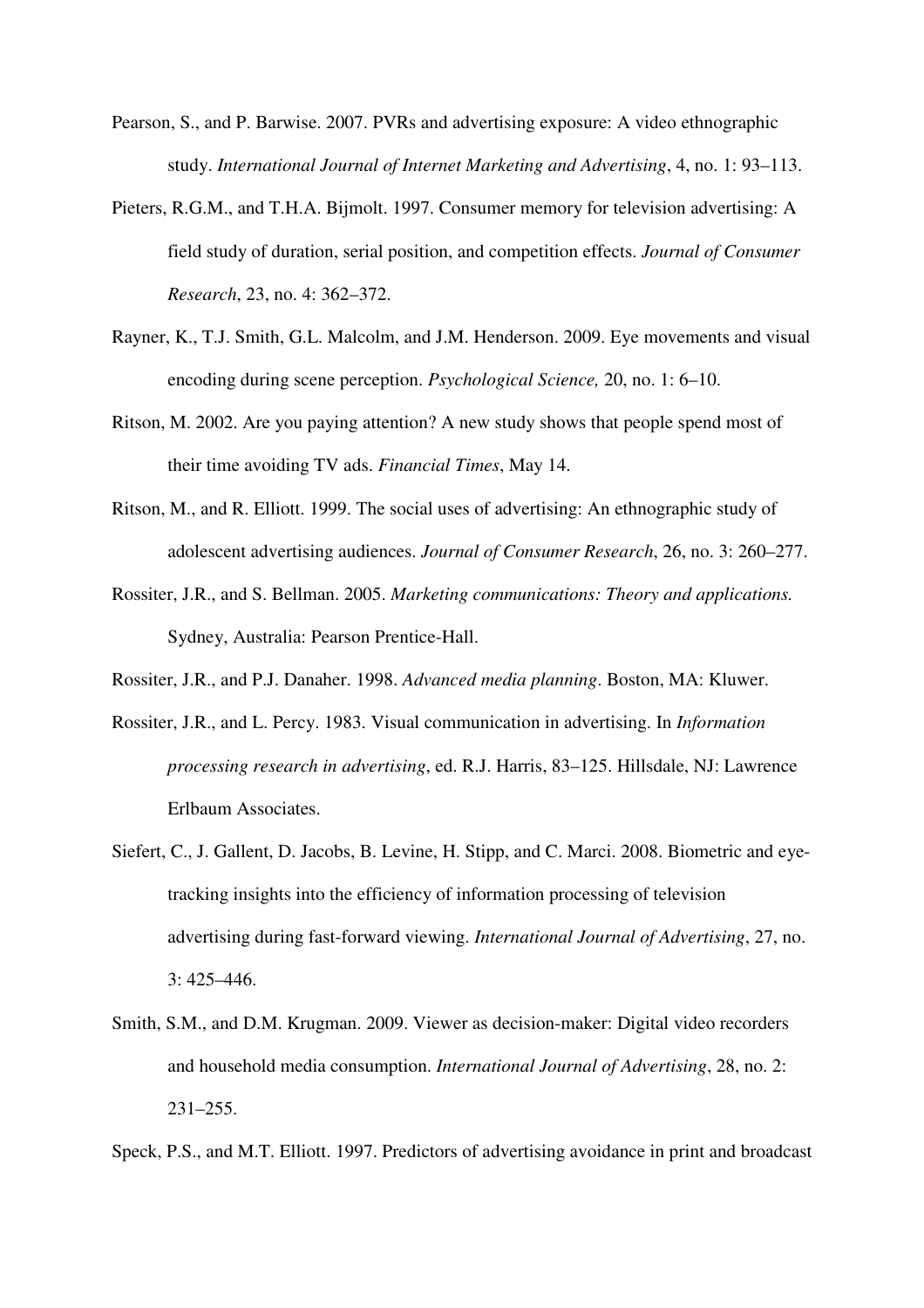Pearson, S., and P. Barwise. 2007. PVRs and advertising exposure: A video ethnographic study. *International Journal of Internet Marketing and Advertising*, 4, no. 1: 93–113.

Pieters, R.G.M., and T.H.A. Bijmolt. 1997. Consumer memory for television advertising: A field study of duration, serial position, and competition effects. *Journal of Consumer Research*, 23, no. 4: 362–372.

Rayner, K., T.J. Smith, G.L. Malcolm, and J.M. Henderson. 2009. Eye movements and visual encoding during scene perception. *Psychological Science,* 20, no. 1: 6–10.

Ritson, M. 2002. Are you paying attention? A new study shows that people spend most of their time avoiding TV ads. *Financial Times*, May 14.

Ritson, M., and R. Elliott. 1999. The social uses of advertising: An ethnographic study of adolescent advertising audiences. *Journal of Consumer Research*, 26, no. 3: 260–277.

Rossiter, J.R., and S. Bellman. 2005. *Marketing communications: Theory and applications.* Sydney, Australia: Pearson Prentice-Hall.

Rossiter, J.R., and P.J. Danaher. 1998. *Advanced media planning*. Boston, MA: Kluwer.

Rossiter, J.R., and L. Percy. 1983. Visual communication in advertising. In *Information processing research in advertising*, ed. R.J. Harris, 83–125. Hillsdale, NJ: Lawrence Erlbaum Associates.

Siefert, C., J. Gallent, D. Jacobs, B. Levine, H. Stipp, and C. Marci. 2008. Biometric and eye-tracking insights into the efficiency of information processing of television advertising during fast-forward viewing. *International Journal of Advertising*, 27, no. 3: 425–446.

Smith, S.M., and D.M. Krugman. 2009. Viewer as decision-maker: Digital video recorders and household media consumption. *International Journal of Advertising*, 28, no. 2: 231–255.

Speck, P.S., and M.T. Elliott. 1997. Predictors of advertising avoidance in print and broadcast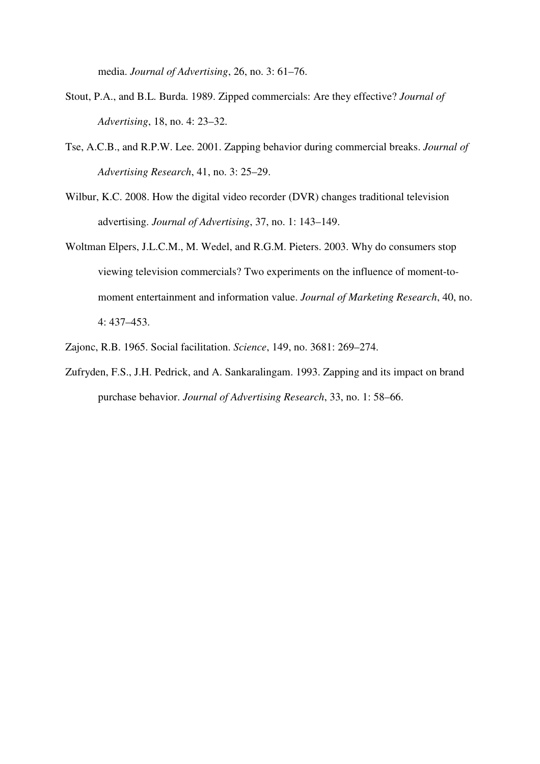media. *Journal of Advertising*, 26, no. 3: 61–76.

Stout, P.A., and B.L. Burda. 1989. Zipped commercials: Are they effective? *Journal of Advertising*, 18, no. 4: 23–32.

Tse, A.C.B., and R.P.W. Lee. 2001. Zapping behavior during commercial breaks. *Journal of Advertising Research*, 41, no. 3: 25–29.

Wilbur, K.C. 2008. How the digital video recorder (DVR) changes traditional television advertising. *Journal of Advertising*, 37, no. 1: 143–149.

Woltman Elpers, J.L.C.M., M. Wedel, and R.G.M. Pieters. 2003. Why do consumers stop viewing television commercials? Two experiments on the influence of moment-to-moment entertainment and information value. *Journal of Marketing Research*, 40, no. 4: 437–453.

Zajonc, R.B. 1965. Social facilitation. *Science*, 149, no. 3681: 269–274.

Zufryden, F.S., J.H. Pedrick, and A. Sankaralingam. 1993. Zapping and its impact on brand purchase behavior. *Journal of Advertising Research*, 33, no. 1: 58–66.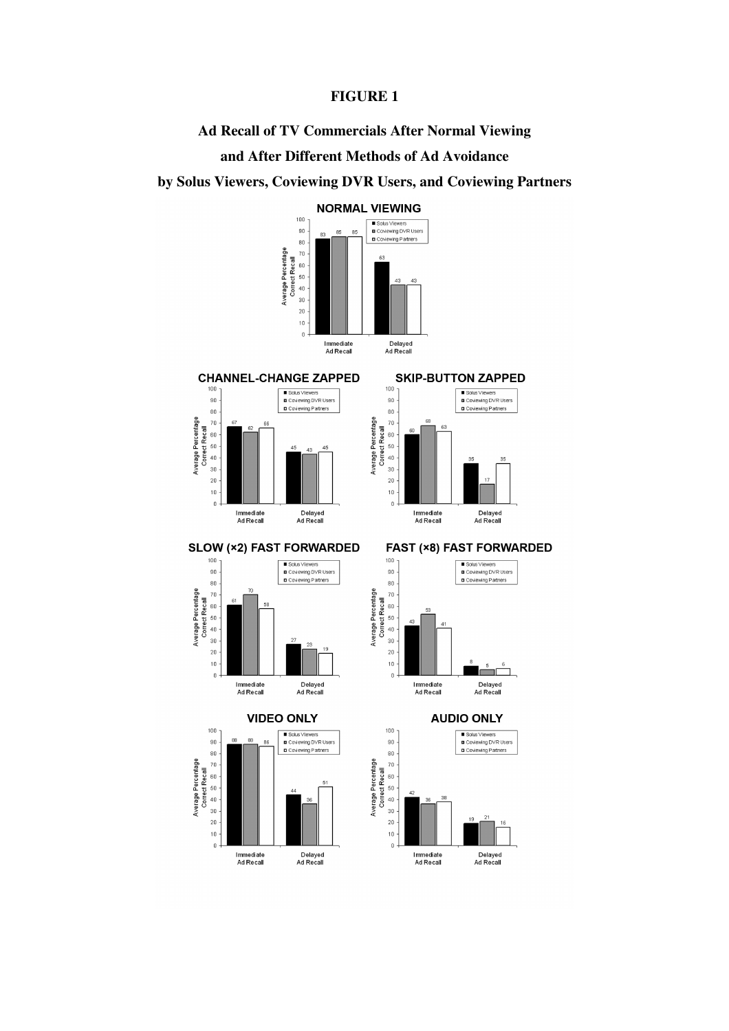# FIGURE 1

## Ad Recall of TV Commercials After Normal Viewing and After Different Methods of Ad Avoidance by Solus Viewers, Coviewing DVR Users, and Coviewing Partners

**NORMAL VIEWING**

| | Solus Viewers | Coviewing DVR Users | Coviewing Partners |
|---|---|---|---|
| Immediate Ad Recall | 83 | 85 | 85 |
| Delayed Ad Recall | 63 | 43 | 43 |

**CHANNEL-CHANGE ZAPPED**

| | Solus Viewers | Coviewing DVR Users | Coviewing Partners |
|---|---|---|---|
| Immediate Ad Recall | 67 | 62 | 66 |
| Delayed Ad Recall | 45 | 43 | 45 |

**SKIP-BUTTON ZAPPED**

| | Solus Viewers | Coviewing DVR Users | Coviewing Partners |
|---|---|---|---|
| Immediate Ad Recall | 60 | 68 | 63 |
| Delayed Ad Recall | 35 | 17 | 35 |

**SLOW (×2) FAST FORWARDED**

| | Solus Viewers | Coviewing DVR Users | Coviewing Partners |
|---|---|---|---|
| Immediate Ad Recall | 61 | 70 | 58 |
| Delayed Ad Recall | 27 | 23 | 19 |

**FAST (×8) FAST FORWARDED**

| | Solus Viewers | Coviewing DVR Users | Coviewing Partners |
|---|---|---|---|
| Immediate Ad Recall | 43 | 53 | 41 |
| Delayed Ad Recall | 8 | 5 | 6 |

**VIDEO ONLY**

| | Solus Viewers | Coviewing DVR Users | Coviewing Partners |
|---|---|---|---|
| Immediate Ad Recall | 88 | 88 | 86 |
| Delayed Ad Recall | 44 | 36 | 51 |

**AUDIO ONLY**

| | Solus Viewers | Coviewing DVR Users | Coviewing Partners |
|---|---|---|---|
| Immediate Ad Recall | 42 | 36 | 38 |
| Delayed Ad Recall | 19 | 21 | 16 |

(Y-axis: Average Percentage Correct Recall)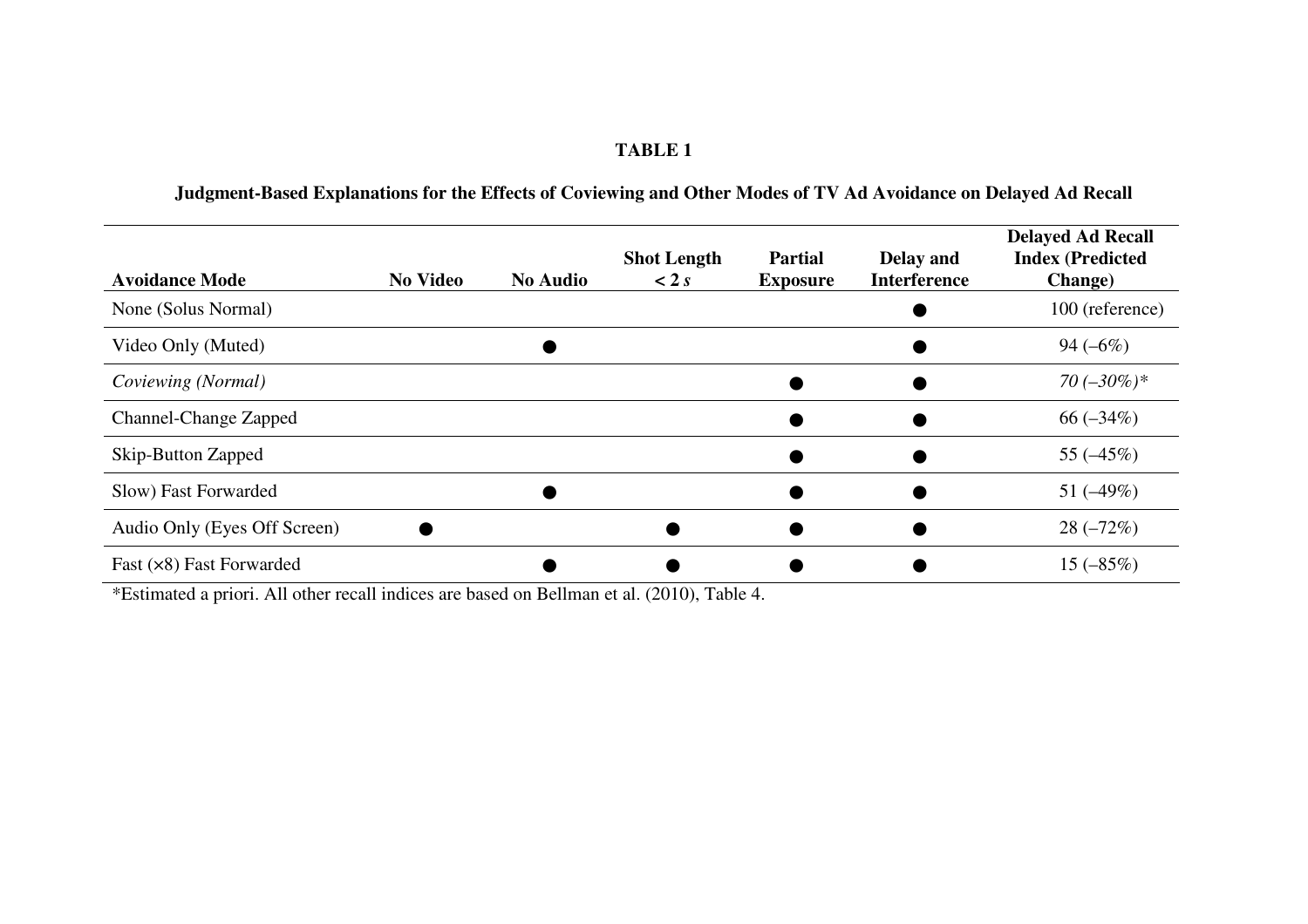**TABLE 1**

**Judgment-Based Explanations for the Effects of Coviewing and Other Modes of TV Ad Avoidance on Delayed Ad Recall**

| Avoidance Mode | No Video | No Audio | Shot Length < 2 *s* | Partial Exposure | Delay and Interference | Delayed Ad Recall Index (Predicted Change) |
|---|---|---|---|---|---|---|
| None (Solus Normal) | | | | | ● | 100 (reference) |
| Video Only (Muted) | | ● | | | ● | 94 (–6%) |
| *Coviewing (Normal)* | | | | ● | ● | *70 (–30%)** |
| Channel-Change Zapped | | | | ● | ● | 66 (–34%) |
| Skip-Button Zapped | | | | ● | ● | 55 (–45%) |
| Slow) Fast Forwarded | | ● | | ● | ● | 51 (–49%) |
| Audio Only (Eyes Off Screen) | ● | | ● | ● | ● | 28 (–72%) |
| Fast (×8) Fast Forwarded | | ● | ● | ● | ● | 15 (–85%) |

*Estimated a priori. All other recall indices are based on Bellman et al. (2010), Table 4.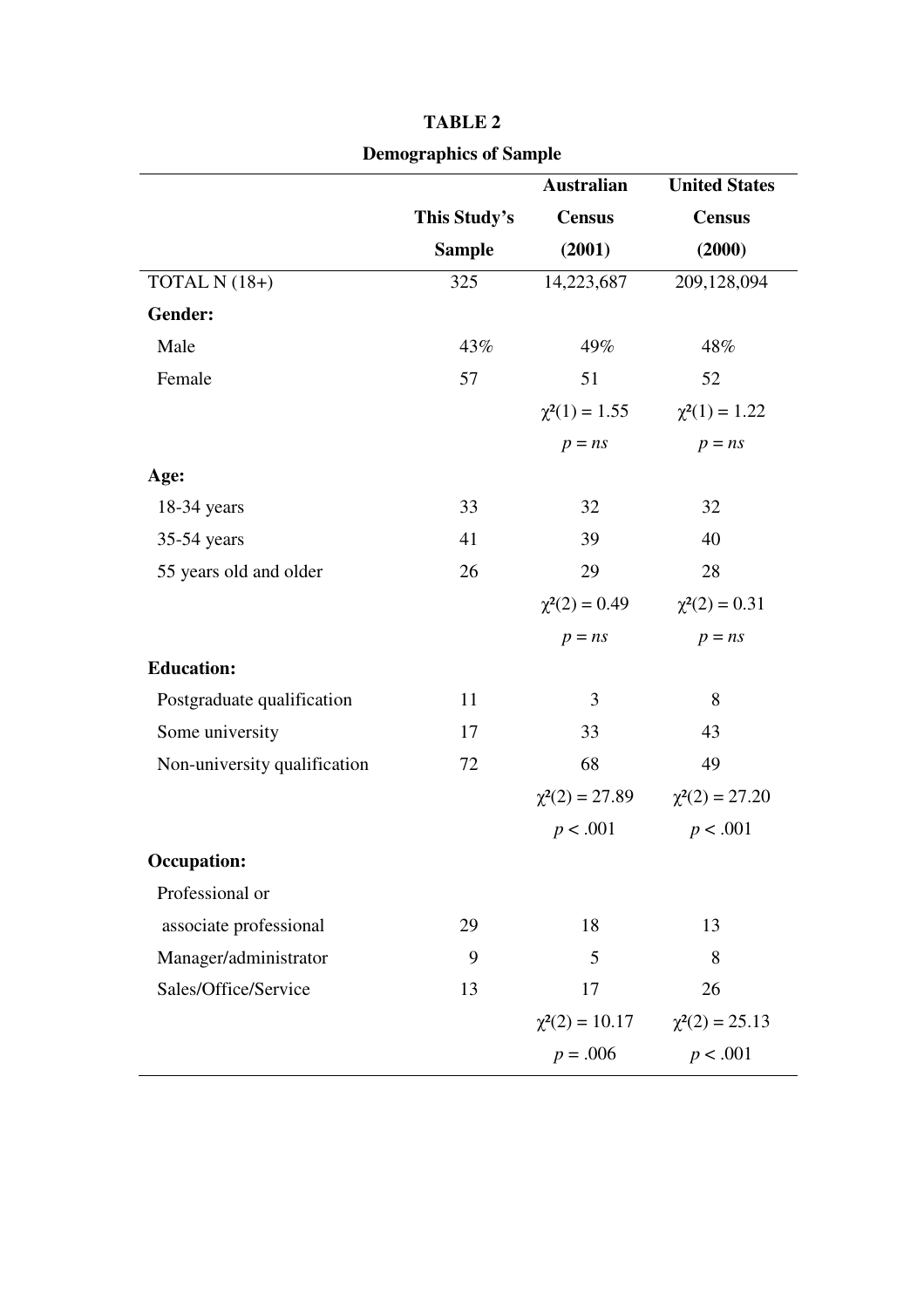**TABLE 2**

**Demographics of Sample**

| | This Study's Sample | Australian Census (2001) | United States Census (2000) |
|---|---|---|---|
| TOTAL N (18+) | 325 | 14,223,687 | 209,128,094 |
| **Gender:** | | | |
| Male | 43% | 49% | 48% |
| Female | 57 | 51 | 52 |
| | | $\chi^2(1) = 1.55$ | $\chi^2(1) = 1.22$ |
| | | $p = ns$ | $p = ns$ |
| **Age:** | | | |
| 18-34 years | 33 | 32 | 32 |
| 35-54 years | 41 | 39 | 40 |
| 55 years old and older | 26 | 29 | 28 |
| | | $\chi^2(2) = 0.49$ | $\chi^2(2) = 0.31$ |
| | | $p = ns$ | $p = ns$ |
| **Education:** | | | |
| Postgraduate qualification | 11 | 3 | 8 |
| Some university | 17 | 33 | 43 |
| Non-university qualification | 72 | 68 | 49 |
| | | $\chi^2(2) = 27.89$ | $\chi^2(2) = 27.20$ |
| | | $p < .001$ | $p < .001$ |
| **Occupation:** | | | |
| Professional or associate professional | 29 | 18 | 13 |
| Manager/administrator | 9 | 5 | 8 |
| Sales/Office/Service | 13 | 17 | 26 |
| | | $\chi^2(2) = 10.17$ | $\chi^2(2) = 25.13$ |
| | | $p = .006$ | $p < .001$ |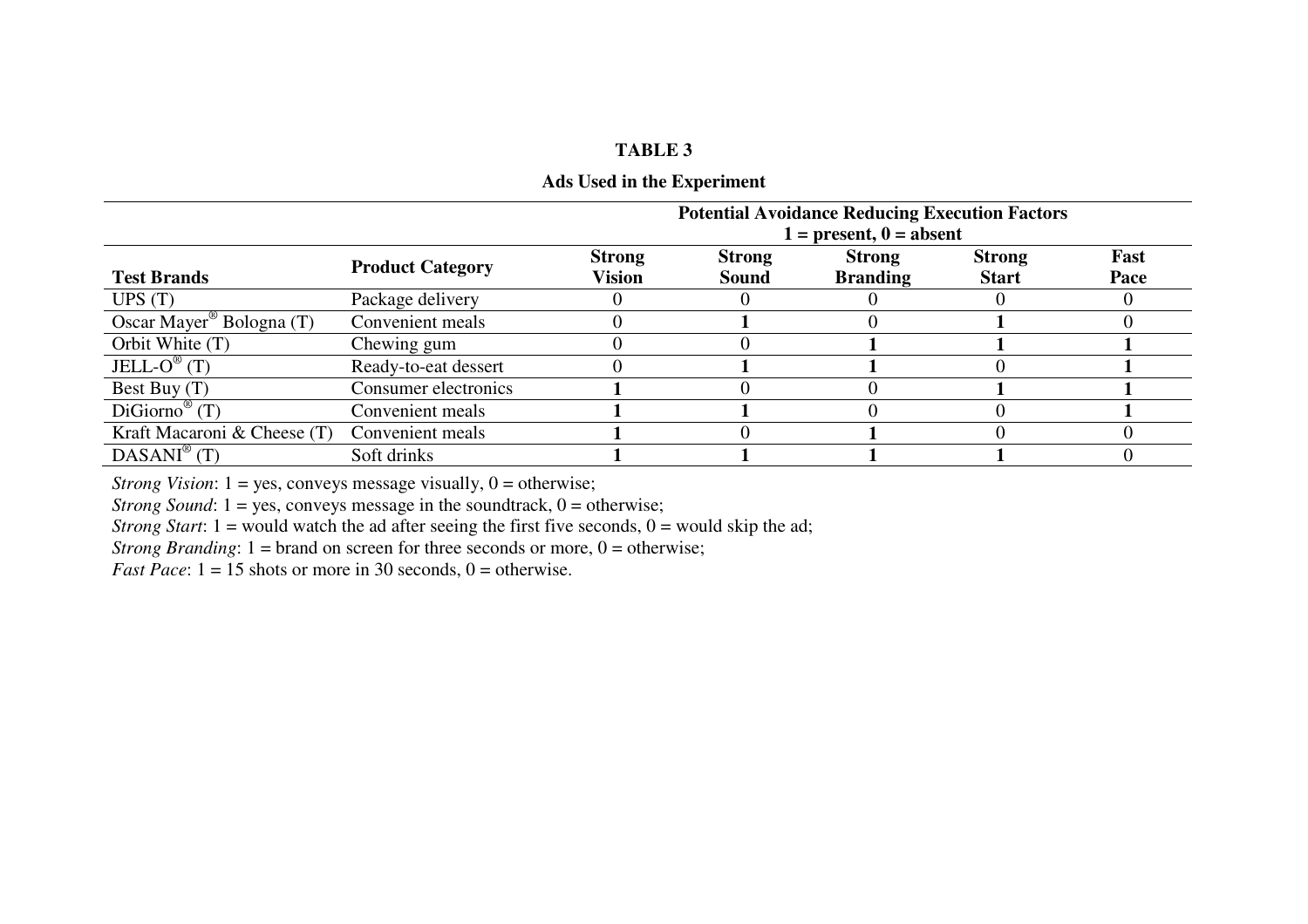**TABLE 3**

**Ads Used in the Experiment**

| Test Brands | Product Category | Potential Avoidance Reducing Execution Factors 1 = present, 0 = absent | | | | |
|---|---|---|---|---|---|---|
| | | **Strong Vision** | **Strong Sound** | **Strong Branding** | **Strong Start** | **Fast Pace** |
| UPS (T) | Package delivery | 0 | 0 | 0 | 0 | 0 |
| Oscar Mayer® Bologna (T) | Convenient meals | 0 | **1** | 0 | **1** | 0 |
| Orbit White (T) | Chewing gum | 0 | 0 | **1** | **1** | **1** |
| JELL-O® (T) | Ready-to-eat dessert | 0 | **1** | **1** | 0 | **1** |
| Best Buy (T) | Consumer electronics | **1** | 0 | 0 | **1** | **1** |
| DiGiorno® (T) | Convenient meals | **1** | **1** | 0 | 0 | **1** |
| Kraft Macaroni & Cheese (T) | Convenient meals | **1** | 0 | **1** | 0 | 0 |
| DASANI® (T) | Soft drinks | **1** | **1** | **1** | **1** | 0 |

*Strong Vision*: 1 = yes, conveys message visually, 0 = otherwise;
*Strong Sound*: 1 = yes, conveys message in the soundtrack, 0 = otherwise;
*Strong Start*: 1 = would watch the ad after seeing the first five seconds, 0 = would skip the ad;
*Strong Branding*: 1 = brand on screen for three seconds or more, 0 = otherwise;
*Fast Pace*: 1 = 15 shots or more in 30 seconds, 0 = otherwise.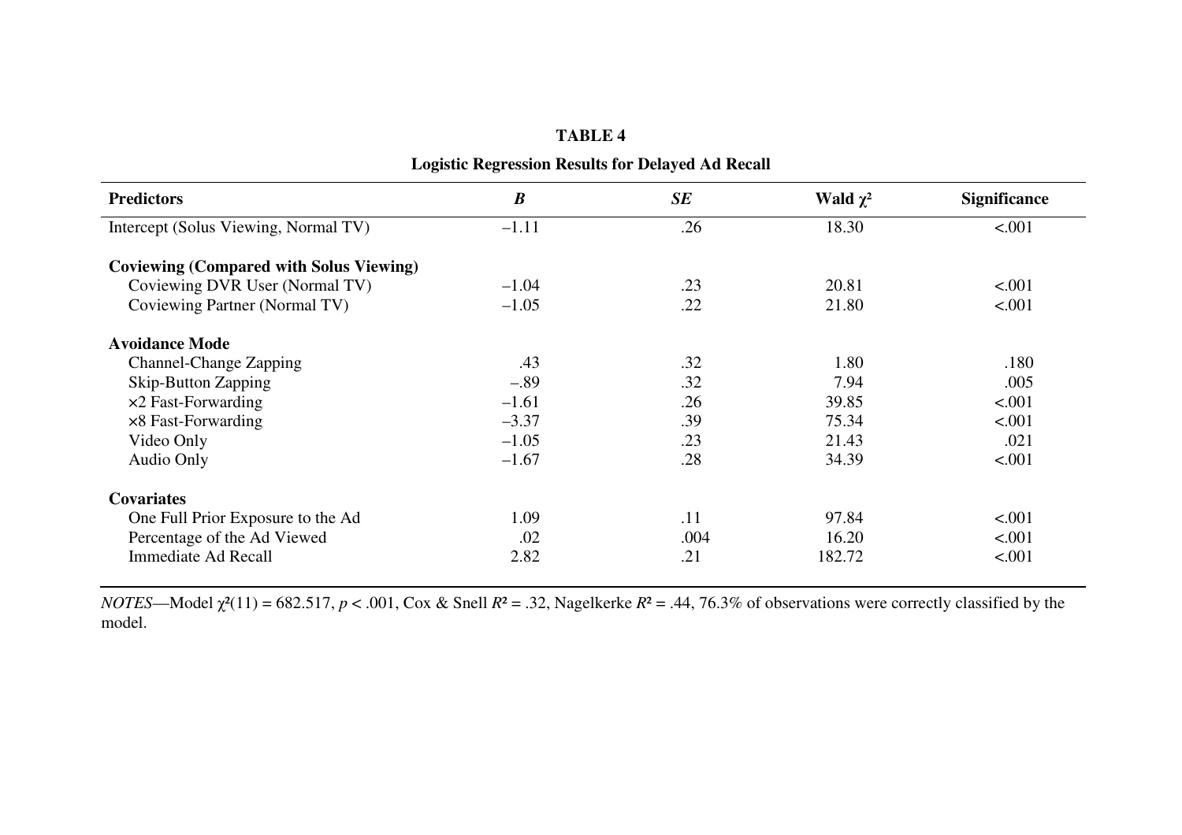**TABLE 4**

**Logistic Regression Results for Delayed Ad Recall**

| Predictors | *B* | *SE* | Wald $\chi^2$ | Significance |
|---|---|---|---|---|
| Intercept (Solus Viewing, Normal TV) | –1.11 | .26 | 18.30 | <.001 |
| **Coviewing (Compared with Solus Viewing)** | | | | |
| Coviewing DVR User (Normal TV) | –1.04 | .23 | 20.81 | <.001 |
| Coviewing Partner (Normal TV) | –1.05 | .22 | 21.80 | <.001 |
| **Avoidance Mode** | | | | |
| Channel-Change Zapping | .43 | .32 | 1.80 | .180 |
| Skip-Button Zapping | –.89 | .32 | 7.94 | .005 |
| ×2 Fast-Forwarding | –1.61 | .26 | 39.85 | <.001 |
| ×8 Fast-Forwarding | –3.37 | .39 | 75.34 | <.001 |
| Video Only | –1.05 | .23 | 21.43 | .021 |
| Audio Only | –1.67 | .28 | 34.39 | <.001 |
| **Covariates** | | | | |
| One Full Prior Exposure to the Ad | 1.09 | .11 | 97.84 | <.001 |
| Percentage of the Ad Viewed | .02 | .004 | 16.20 | <.001 |
| Immediate Ad Recall | 2.82 | .21 | 182.72 | <.001 |

*NOTES*—Model $\chi^2(11) = 682.517$, $p < .001$, Cox & Snell $R^2 = .32$, Nagelkerke $R^2 = .44$, 76.3% of observations were correctly classified by the model.